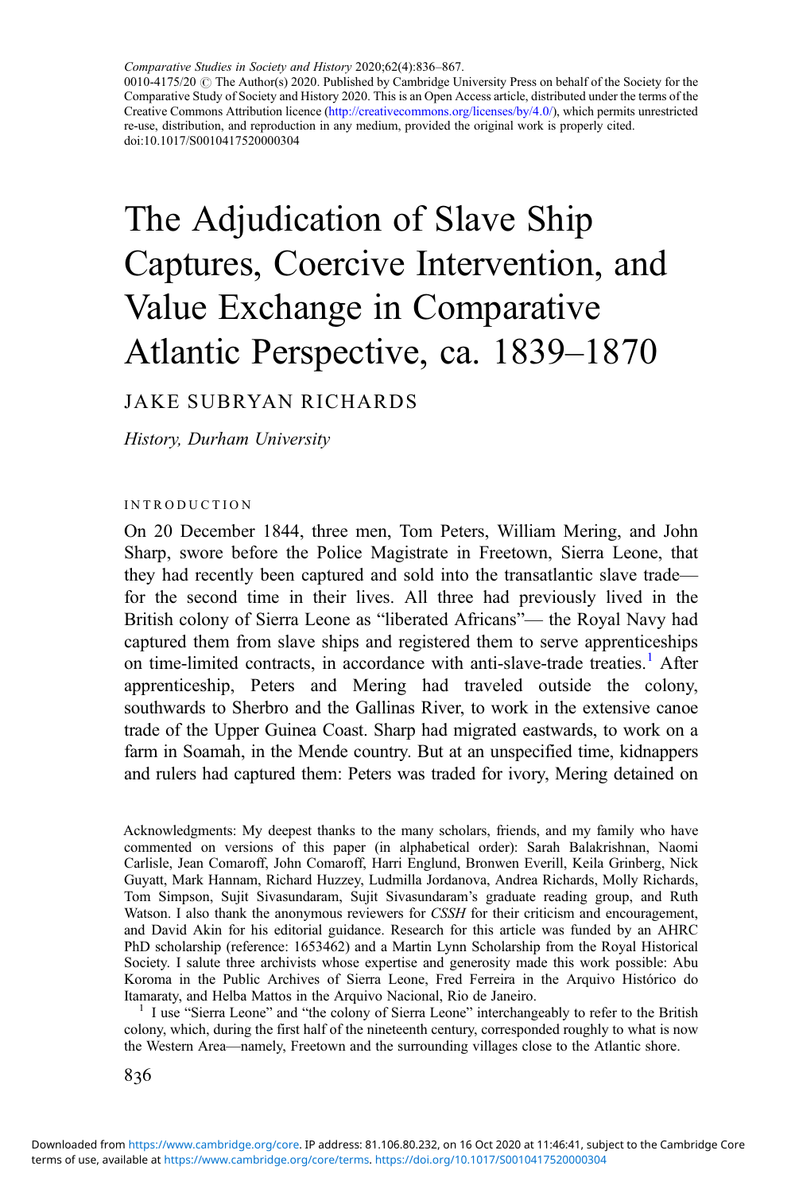*Comparative Studies in Society and History* 2020;62(4):836–867.
0010-4175/20 © The Author(s) 2020. Published by Cambridge University Press on behalf of the Society for the Comparative Study of Society and History 2020. This is an Open Access article, distributed under the terms of the Creative Commons Attribution licence (http://creativecommons.org/licenses/by/4.0/), which permits unrestricted re-use, distribution, and reproduction in any medium, provided the original work is properly cited.
doi:10.1017/S0010417520000304

# The Adjudication of Slave Ship Captures, Coercive Intervention, and Value Exchange in Comparative Atlantic Perspective, ca. 1839–1870

JAKE SUBRYAN RICHARDS

*History, Durham University*

## INTRODUCTION

On 20 December 1844, three men, Tom Peters, William Mering, and John Sharp, swore before the Police Magistrate in Freetown, Sierra Leone, that they had recently been captured and sold into the transatlantic slave trade—for the second time in their lives. All three had previously lived in the British colony of Sierra Leone as "liberated Africans"— the Royal Navy had captured them from slave ships and registered them to serve apprenticeships on time-limited contracts, in accordance with anti-slave-trade treaties.[1] After apprenticeship, Peters and Mering had traveled outside the colony, southwards to Sherbro and the Gallinas River, to work in the extensive canoe trade of the Upper Guinea Coast. Sharp had migrated eastwards, to work on a farm in Soamah, in the Mende country. But at an unspecified time, kidnappers and rulers had captured them: Peters was traded for ivory, Mering detained on

Acknowledgments: My deepest thanks to the many scholars, friends, and my family who have commented on versions of this paper (in alphabetical order): Sarah Balakrishnan, Naomi Carlisle, Jean Comaroff, John Comaroff, Harri Englund, Bronwen Everill, Keila Grinberg, Nick Guyatt, Mark Hannam, Richard Huzzey, Ludmilla Jordanova, Andrea Richards, Molly Richards, Tom Simpson, Sujit Sivasundaram, Sujit Sivasundaram's graduate reading group, and Ruth Watson. I also thank the anonymous reviewers for *CSSH* for their criticism and encouragement, and David Akin for his editorial guidance. Research for this article was funded by an AHRC PhD scholarship (reference: 1653462) and a Martin Lynn Scholarship from the Royal Historical Society. I salute three archivists whose expertise and generosity made this work possible: Abu Koroma in the Public Archives of Sierra Leone, Fred Ferreira in the Arquivo Histórico do Itamaraty, and Helba Mattos in the Arquivo Nacional, Rio de Janeiro.

[1] I use "Sierra Leone" and "the colony of Sierra Leone" interchangeably to refer to the British colony, which, during the first half of the nineteenth century, corresponded roughly to what is now the Western Area—namely, Freetown and the surrounding villages close to the Atlantic shore.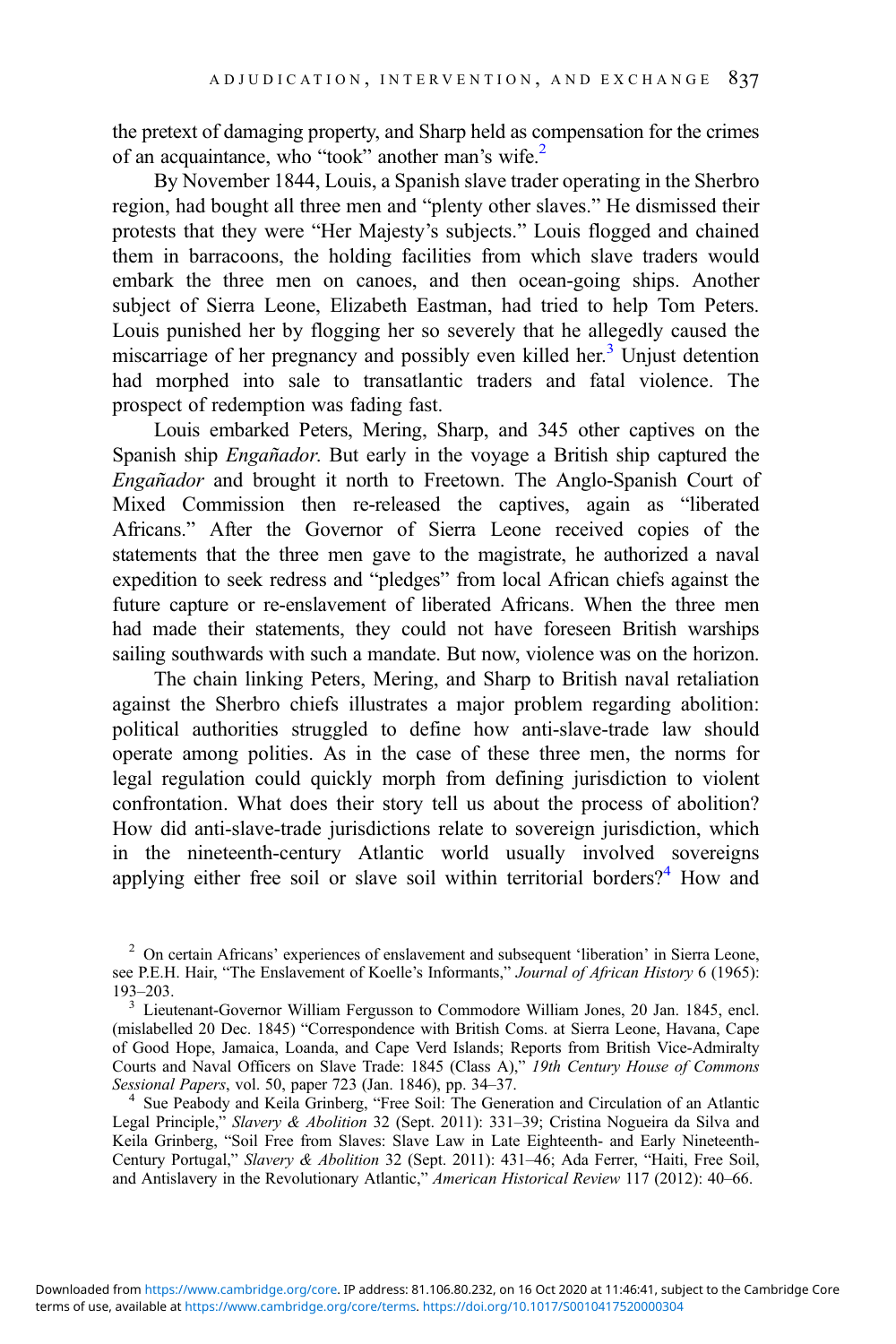the pretext of damaging property, and Sharp held as compensation for the crimes of an acquaintance, who "took" another man's wife.[2]

By November 1844, Louis, a Spanish slave trader operating in the Sherbro region, had bought all three men and "plenty other slaves." He dismissed their protests that they were "Her Majesty's subjects." Louis flogged and chained them in barracoons, the holding facilities from which slave traders would embark the three men on canoes, and then ocean-going ships. Another subject of Sierra Leone, Elizabeth Eastman, had tried to help Tom Peters. Louis punished her by flogging her so severely that he allegedly caused the miscarriage of her pregnancy and possibly even killed her.[3] Unjust detention had morphed into sale to transatlantic traders and fatal violence. The prospect of redemption was fading fast.

Louis embarked Peters, Mering, Sharp, and 345 other captives on the Spanish ship *Engañador*. But early in the voyage a British ship captured the *Engañador* and brought it north to Freetown. The Anglo-Spanish Court of Mixed Commission then re-released the captives, again as "liberated Africans." After the Governor of Sierra Leone received copies of the statements that the three men gave to the magistrate, he authorized a naval expedition to seek redress and "pledges" from local African chiefs against the future capture or re-enslavement of liberated Africans. When the three men had made their statements, they could not have foreseen British warships sailing southwards with such a mandate. But now, violence was on the horizon.

The chain linking Peters, Mering, and Sharp to British naval retaliation against the Sherbro chiefs illustrates a major problem regarding abolition: political authorities struggled to define how anti-slave-trade law should operate among polities. As in the case of these three men, the norms for legal regulation could quickly morph from defining jurisdiction to violent confrontation. What does their story tell us about the process of abolition? How did anti-slave-trade jurisdictions relate to sovereign jurisdiction, which in the nineteenth-century Atlantic world usually involved sovereigns applying either free soil or slave soil within territorial borders?[4] How and

[2] On certain Africans' experiences of enslavement and subsequent 'liberation' in Sierra Leone, see P.E.H. Hair, "The Enslavement of Koelle's Informants," *Journal of African History* 6 (1965): 193–203.

[3] Lieutenant-Governor William Fergusson to Commodore William Jones, 20 Jan. 1845, encl. (mislabelled 20 Dec. 1845) "Correspondence with British Coms. at Sierra Leone, Havana, Cape of Good Hope, Jamaica, Loanda, and Cape Verd Islands; Reports from British Vice-Admiralty Courts and Naval Officers on Slave Trade: 1845 (Class A)," *19th Century House of Commons Sessional Papers*, vol. 50, paper 723 (Jan. 1846), pp. 34–37.

[4] Sue Peabody and Keila Grinberg, "Free Soil: The Generation and Circulation of an Atlantic Legal Principle," *Slavery & Abolition* 32 (Sept. 2011): 331–39; Cristina Nogueira da Silva and Keila Grinberg, "Soil Free from Slaves: Slave Law in Late Eighteenth- and Early Nineteenth-Century Portugal," *Slavery & Abolition* 32 (Sept. 2011): 431–46; Ada Ferrer, "Haiti, Free Soil, and Antislavery in the Revolutionary Atlantic," *American Historical Review* 117 (2012): 40–66.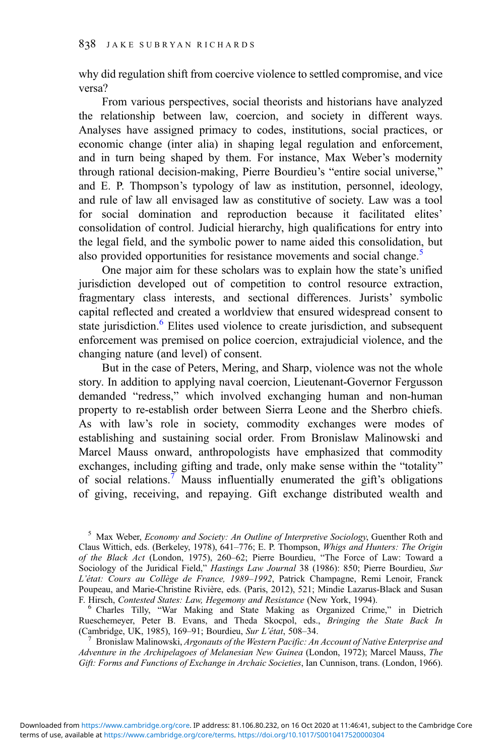why did regulation shift from coercive violence to settled compromise, and vice versa?

From various perspectives, social theorists and historians have analyzed the relationship between law, coercion, and society in different ways. Analyses have assigned primacy to codes, institutions, social practices, or economic change (inter alia) in shaping legal regulation and enforcement, and in turn being shaped by them. For instance, Max Weber's modernity through rational decision-making, Pierre Bourdieu's "entire social universe," and E. P. Thompson's typology of law as institution, personnel, ideology, and rule of law all envisaged law as constitutive of society. Law was a tool for social domination and reproduction because it facilitated elites' consolidation of control. Judicial hierarchy, high qualifications for entry into the legal field, and the symbolic power to name aided this consolidation, but also provided opportunities for resistance movements and social change.[5]

One major aim for these scholars was to explain how the state's unified jurisdiction developed out of competition to control resource extraction, fragmentary class interests, and sectional differences. Jurists' symbolic capital reflected and created a worldview that ensured widespread consent to state jurisdiction.[6] Elites used violence to create jurisdiction, and subsequent enforcement was premised on police coercion, extrajudicial violence, and the changing nature (and level) of consent.

But in the case of Peters, Mering, and Sharp, violence was not the whole story. In addition to applying naval coercion, Lieutenant-Governor Fergusson demanded "redress," which involved exchanging human and non-human property to re-establish order between Sierra Leone and the Sherbro chiefs. As with law's role in society, commodity exchanges were modes of establishing and sustaining social order. From Bronislaw Malinowski and Marcel Mauss onward, anthropologists have emphasized that commodity exchanges, including gifting and trade, only make sense within the "totality" of social relations.[7] Mauss influentially enumerated the gift's obligations of giving, receiving, and repaying. Gift exchange distributed wealth and

[5] Max Weber, *Economy and Society: An Outline of Interpretive Sociology*, Guenther Roth and Claus Wittich, eds. (Berkeley, 1978), 641–776; E. P. Thompson, *Whigs and Hunters: The Origin of the Black Act* (London, 1975), 260–62; Pierre Bourdieu, "The Force of Law: Toward a Sociology of the Juridical Field," *Hastings Law Journal* 38 (1986): 850; Pierre Bourdieu, *Sur L'état: Cours au Collège de France, 1989–1992*, Patrick Champagne, Remi Lenoir, Franck Poupeau, and Marie-Christine Rivière, eds. (Paris, 2012), 521; Mindie Lazarus-Black and Susan F. Hirsch, *Contested States: Law, Hegemony and Resistance* (New York, 1994).

[6] Charles Tilly, "War Making and State Making as Organized Crime," in Dietrich Rueschemeyer, Peter B. Evans, and Theda Skocpol, eds., *Bringing the State Back In* (Cambridge, UK, 1985), 169–91; Bourdieu, *Sur L'état*, 508–34.

[7] Bronislaw Malinowski, *Argonauts of the Western Pacific: An Account of Native Enterprise and Adventure in the Archipelagoes of Melanesian New Guinea* (London, 1972); Marcel Mauss, *The Gift: Forms and Functions of Exchange in Archaic Societies*, Ian Cunnison, trans. (London, 1966).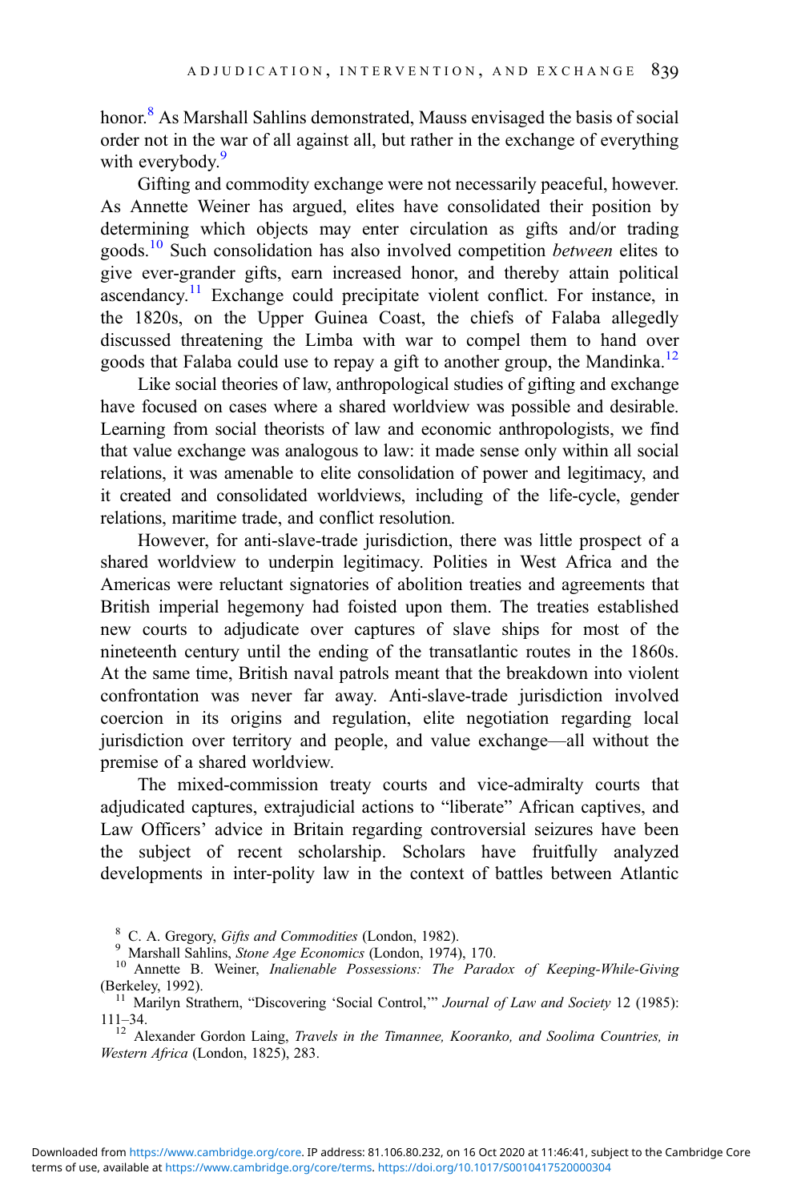honor.[8] As Marshall Sahlins demonstrated, Mauss envisaged the basis of social order not in the war of all against all, but rather in the exchange of everything with everybody.[9]

Gifting and commodity exchange were not necessarily peaceful, however. As Annette Weiner has argued, elites have consolidated their position by determining which objects may enter circulation as gifts and/or trading goods.[10] Such consolidation has also involved competition *between* elites to give ever-grander gifts, earn increased honor, and thereby attain political ascendancy.[11] Exchange could precipitate violent conflict. For instance, in the 1820s, on the Upper Guinea Coast, the chiefs of Falaba allegedly discussed threatening the Limba with war to compel them to hand over goods that Falaba could use to repay a gift to another group, the Mandinka.[12]

Like social theories of law, anthropological studies of gifting and exchange have focused on cases where a shared worldview was possible and desirable. Learning from social theorists of law and economic anthropologists, we find that value exchange was analogous to law: it made sense only within all social relations, it was amenable to elite consolidation of power and legitimacy, and it created and consolidated worldviews, including of the life-cycle, gender relations, maritime trade, and conflict resolution.

However, for anti-slave-trade jurisdiction, there was little prospect of a shared worldview to underpin legitimacy. Polities in West Africa and the Americas were reluctant signatories of abolition treaties and agreements that British imperial hegemony had foisted upon them. The treaties established new courts to adjudicate over captures of slave ships for most of the nineteenth century until the ending of the transatlantic routes in the 1860s. At the same time, British naval patrols meant that the breakdown into violent confrontation was never far away. Anti-slave-trade jurisdiction involved coercion in its origins and regulation, elite negotiation regarding local jurisdiction over territory and people, and value exchange—all without the premise of a shared worldview.

The mixed-commission treaty courts and vice-admiralty courts that adjudicated captures, extrajudicial actions to "liberate" African captives, and Law Officers' advice in Britain regarding controversial seizures have been the subject of recent scholarship. Scholars have fruitfully analyzed developments in inter-polity law in the context of battles between Atlantic

[8] C. A. Gregory, *Gifts and Commodities* (London, 1982).

[9] Marshall Sahlins, *Stone Age Economics* (London, 1974), 170.

[10] Annette B. Weiner, *Inalienable Possessions: The Paradox of Keeping-While-Giving* (Berkeley, 1992).

[11] Marilyn Strathern, "Discovering 'Social Control,'" *Journal of Law and Society* 12 (1985): 111–34.

[12] Alexander Gordon Laing, *Travels in the Timannee, Kooranko, and Soolima Countries, in Western Africa* (London, 1825), 283.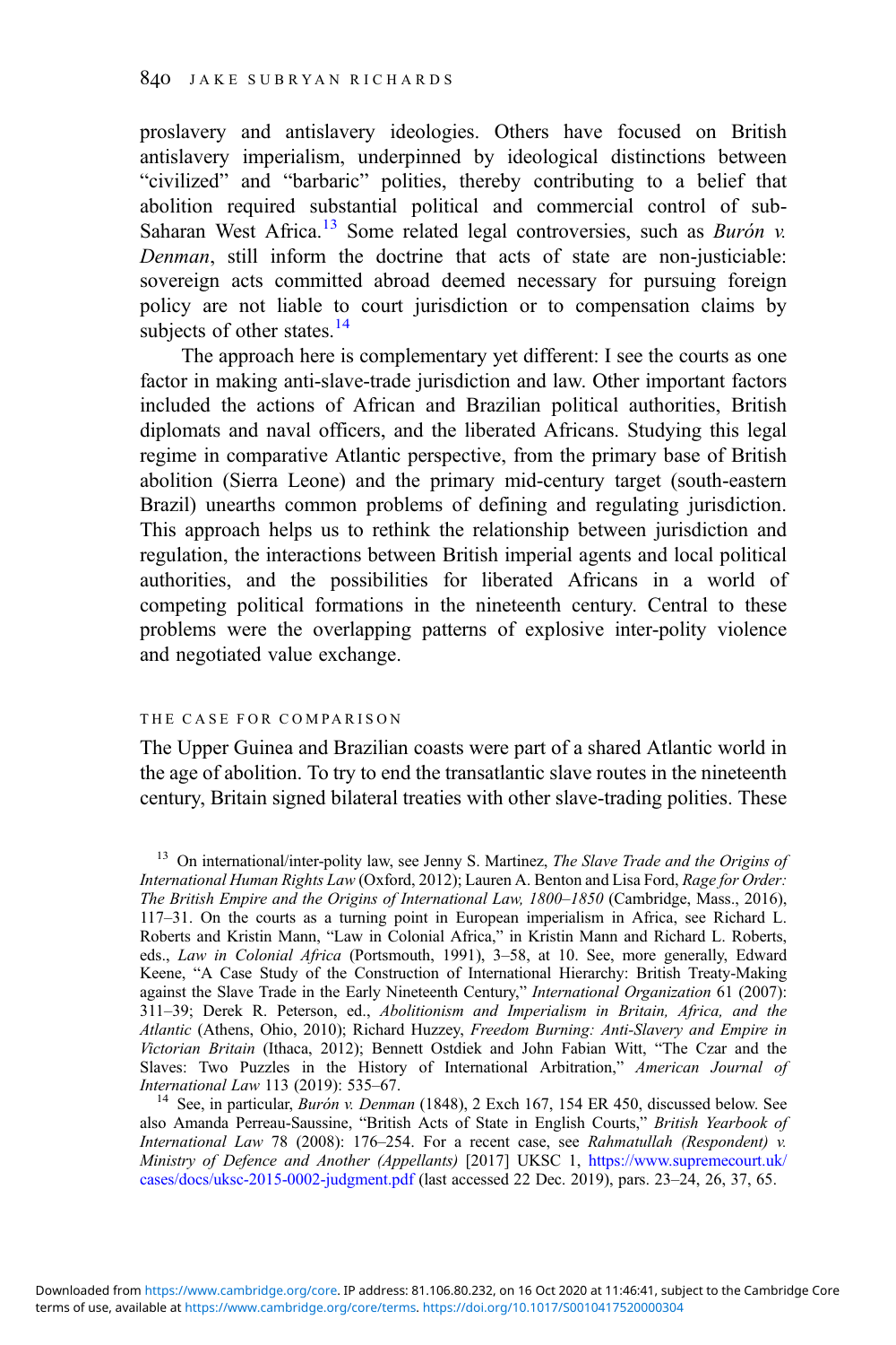proslavery and antislavery ideologies. Others have focused on British antislavery imperialism, underpinned by ideological distinctions between "civilized" and "barbaric" polities, thereby contributing to a belief that abolition required substantial political and commercial control of sub-Saharan West Africa.[13] Some related legal controversies, such as *Burón v. Denman*, still inform the doctrine that acts of state are non-justiciable: sovereign acts committed abroad deemed necessary for pursuing foreign policy are not liable to court jurisdiction or to compensation claims by subjects of other states.[14]

The approach here is complementary yet different: I see the courts as one factor in making anti-slave-trade jurisdiction and law. Other important factors included the actions of African and Brazilian political authorities, British diplomats and naval officers, and the liberated Africans. Studying this legal regime in comparative Atlantic perspective, from the primary base of British abolition (Sierra Leone) and the primary mid-century target (south-eastern Brazil) unearths common problems of defining and regulating jurisdiction. This approach helps us to rethink the relationship between jurisdiction and regulation, the interactions between British imperial agents and local political authorities, and the possibilities for liberated Africans in a world of competing political formations in the nineteenth century. Central to these problems were the overlapping patterns of explosive inter-polity violence and negotiated value exchange.

## THE CASE FOR COMPARISON

The Upper Guinea and Brazilian coasts were part of a shared Atlantic world in the age of abolition. To try to end the transatlantic slave routes in the nineteenth century, Britain signed bilateral treaties with other slave-trading polities. These

[13] On international/inter-polity law, see Jenny S. Martinez, *The Slave Trade and the Origins of International Human Rights Law* (Oxford, 2012); Lauren A. Benton and Lisa Ford, *Rage for Order: The British Empire and the Origins of International Law, 1800–1850* (Cambridge, Mass., 2016), 117–31. On the courts as a turning point in European imperialism in Africa, see Richard L. Roberts and Kristin Mann, "Law in Colonial Africa," in Kristin Mann and Richard L. Roberts, eds., *Law in Colonial Africa* (Portsmouth, 1991), 3–58, at 10. See, more generally, Edward Keene, "A Case Study of the Construction of International Hierarchy: British Treaty-Making against the Slave Trade in the Early Nineteenth Century," *International Organization* 61 (2007): 311–39; Derek R. Peterson, ed., *Abolitionism and Imperialism in Britain, Africa, and the Atlantic* (Athens, Ohio, 2010); Richard Huzzey, *Freedom Burning: Anti-Slavery and Empire in Victorian Britain* (Ithaca, 2012); Bennett Ostdiek and John Fabian Witt, "The Czar and the Slaves: Two Puzzles in the History of International Arbitration," *American Journal of International Law* 113 (2019): 535–67.

[14] See, in particular, *Burón v. Denman* (1848), 2 Exch 167, 154 ER 450, discussed below. See also Amanda Perreau-Saussine, "British Acts of State in English Courts," *British Yearbook of International Law* 78 (2008): 176–254. For a recent case, see *Rahmatullah (Respondent) v. Ministry of Defence and Another (Appellants)* [2017] UKSC 1, https://www.supremecourt.uk/cases/docs/uksc-2015-0002-judgment.pdf (last accessed 22 Dec. 2019), pars. 23–24, 26, 37, 65.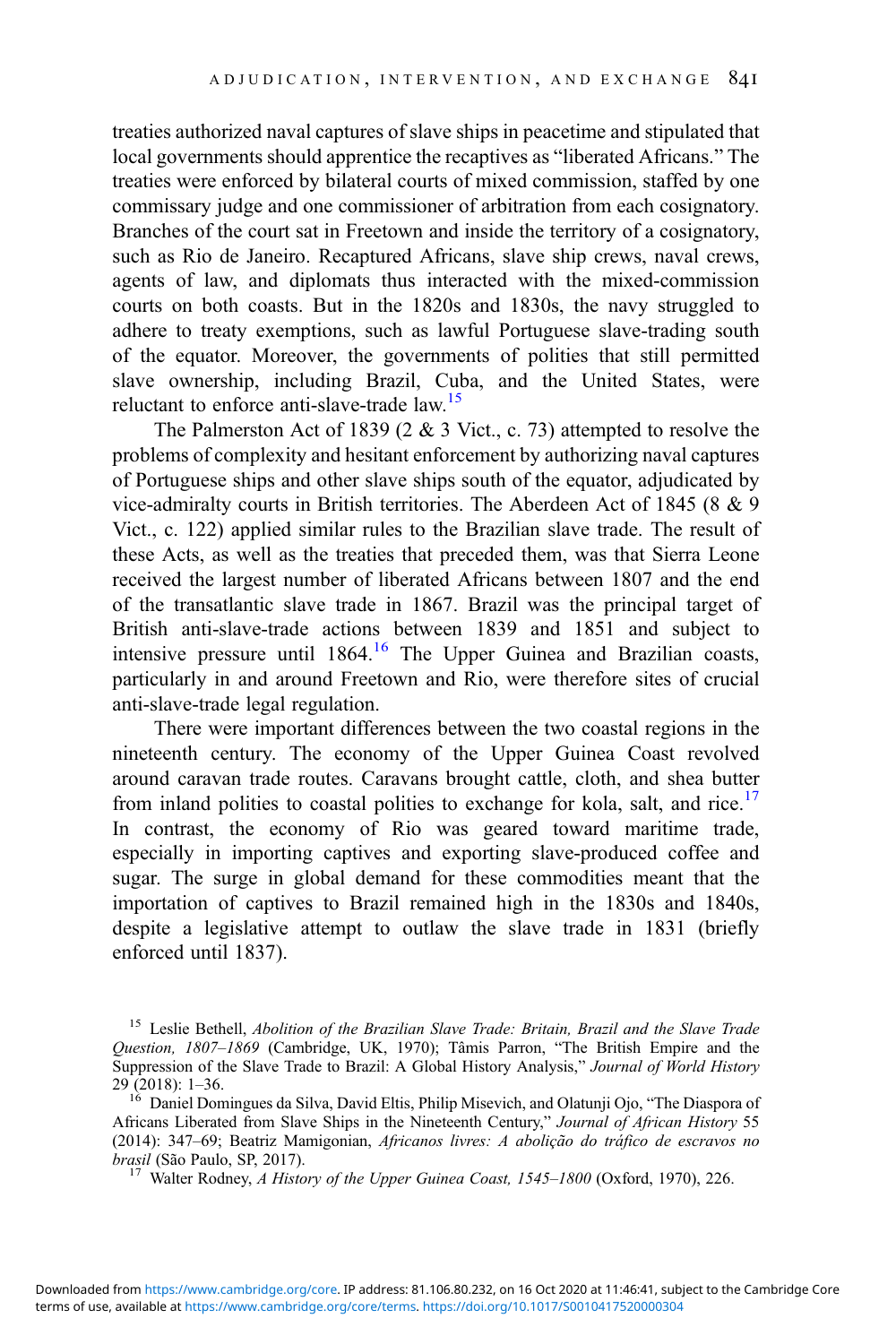treaties authorized naval captures of slave ships in peacetime and stipulated that local governments should apprentice the recaptives as "liberated Africans." The treaties were enforced by bilateral courts of mixed commission, staffed by one commissary judge and one commissioner of arbitration from each cosignatory. Branches of the court sat in Freetown and inside the territory of a cosignatory, such as Rio de Janeiro. Recaptured Africans, slave ship crews, naval crews, agents of law, and diplomats thus interacted with the mixed-commission courts on both coasts. But in the 1820s and 1830s, the navy struggled to adhere to treaty exemptions, such as lawful Portuguese slave-trading south of the equator. Moreover, the governments of polities that still permitted slave ownership, including Brazil, Cuba, and the United States, were reluctant to enforce anti-slave-trade law.[15]

The Palmerston Act of 1839 (2 & 3 Vict., c. 73) attempted to resolve the problems of complexity and hesitant enforcement by authorizing naval captures of Portuguese ships and other slave ships south of the equator, adjudicated by vice-admiralty courts in British territories. The Aberdeen Act of 1845 (8 & 9 Vict., c. 122) applied similar rules to the Brazilian slave trade. The result of these Acts, as well as the treaties that preceded them, was that Sierra Leone received the largest number of liberated Africans between 1807 and the end of the transatlantic slave trade in 1867. Brazil was the principal target of British anti-slave-trade actions between 1839 and 1851 and subject to intensive pressure until 1864.[16] The Upper Guinea and Brazilian coasts, particularly in and around Freetown and Rio, were therefore sites of crucial anti-slave-trade legal regulation.

There were important differences between the two coastal regions in the nineteenth century. The economy of the Upper Guinea Coast revolved around caravan trade routes. Caravans brought cattle, cloth, and shea butter from inland polities to coastal polities to exchange for kola, salt, and rice.[17] In contrast, the economy of Rio was geared toward maritime trade, especially in importing captives and exporting slave-produced coffee and sugar. The surge in global demand for these commodities meant that the importation of captives to Brazil remained high in the 1830s and 1840s, despite a legislative attempt to outlaw the slave trade in 1831 (briefly enforced until 1837).

[15] Leslie Bethell, *Abolition of the Brazilian Slave Trade: Britain, Brazil and the Slave Trade Question, 1807–1869* (Cambridge, UK, 1970); Tâmis Parron, "The British Empire and the Suppression of the Slave Trade to Brazil: A Global History Analysis," *Journal of World History* 29 (2018): 1–36.

[16] Daniel Domingues da Silva, David Eltis, Philip Misevich, and Olatunji Ojo, "The Diaspora of Africans Liberated from Slave Ships in the Nineteenth Century," *Journal of African History* 55 (2014): 347–69; Beatriz Mamigonian, *Africanos livres: A abolição do tráfico de escravos no brasil* (São Paulo, SP, 2017).

[17] Walter Rodney, *A History of the Upper Guinea Coast, 1545–1800* (Oxford, 1970), 226.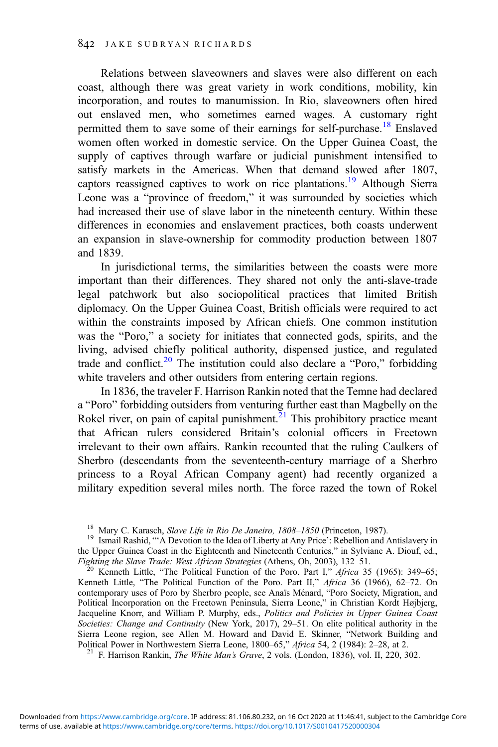Relations between slaveowners and slaves were also different on each coast, although there was great variety in work conditions, mobility, kin incorporation, and routes to manumission. In Rio, slaveowners often hired out enslaved men, who sometimes earned wages. A customary right permitted them to save some of their earnings for self-purchase.[18] Enslaved women often worked in domestic service. On the Upper Guinea Coast, the supply of captives through warfare or judicial punishment intensified to satisfy markets in the Americas. When that demand slowed after 1807, captors reassigned captives to work on rice plantations.[19] Although Sierra Leone was a "province of freedom," it was surrounded by societies which had increased their use of slave labor in the nineteenth century. Within these differences in economies and enslavement practices, both coasts underwent an expansion in slave-ownership for commodity production between 1807 and 1839.

In jurisdictional terms, the similarities between the coasts were more important than their differences. They shared not only the anti-slave-trade legal patchwork but also sociopolitical practices that limited British diplomacy. On the Upper Guinea Coast, British officials were required to act within the constraints imposed by African chiefs. One common institution was the "Poro," a society for initiates that connected gods, spirits, and the living, advised chiefly political authority, dispensed justice, and regulated trade and conflict.[20] The institution could also declare a "Poro," forbidding white travelers and other outsiders from entering certain regions.

In 1836, the traveler F. Harrison Rankin noted that the Temne had declared a "Poro" forbidding outsiders from venturing further east than Magbelly on the Rokel river, on pain of capital punishment.[21] This prohibitory practice meant that African rulers considered Britain's colonial officers in Freetown irrelevant to their own affairs. Rankin recounted that the ruling Caulkers of Sherbro (descendants from the seventeenth-century marriage of a Sherbro princess to a Royal African Company agent) had recently organized a military expedition several miles north. The force razed the town of Rokel

---

[18] Mary C. Karasch, *Slave Life in Rio De Janeiro, 1808–1850* (Princeton, 1987).

[19] Ismail Rashid, "'A Devotion to the Idea of Liberty at Any Price': Rebellion and Antislavery in the Upper Guinea Coast in the Eighteenth and Nineteenth Centuries," in Sylviane A. Diouf, ed., *Fighting the Slave Trade: West African Strategies* (Athens, Oh, 2003), 132–51.

[20] Kenneth Little, "The Political Function of the Poro. Part I," *Africa* 35 (1965): 349–65; Kenneth Little, "The Political Function of the Poro. Part II," *Africa* 36 (1966), 62–72. On contemporary uses of Poro by Sherbro people, see Anaïs Ménard, "Poro Society, Migration, and Political Incorporation on the Freetown Peninsula, Sierra Leone," in Christian Kordt Højbjerg, Jacqueline Knorr, and William P. Murphy, eds., *Politics and Policies in Upper Guinea Coast Societies: Change and Continuity* (New York, 2017), 29–51. On elite political authority in the Sierra Leone region, see Allen M. Howard and David E. Skinner, "Network Building and Political Power in Northwestern Sierra Leone, 1800–65," *Africa* 54, 2 (1984): 2–28, at 2.

[21] F. Harrison Rankin, *The White Man's Grave*, 2 vols. (London, 1836), vol. II, 220, 302.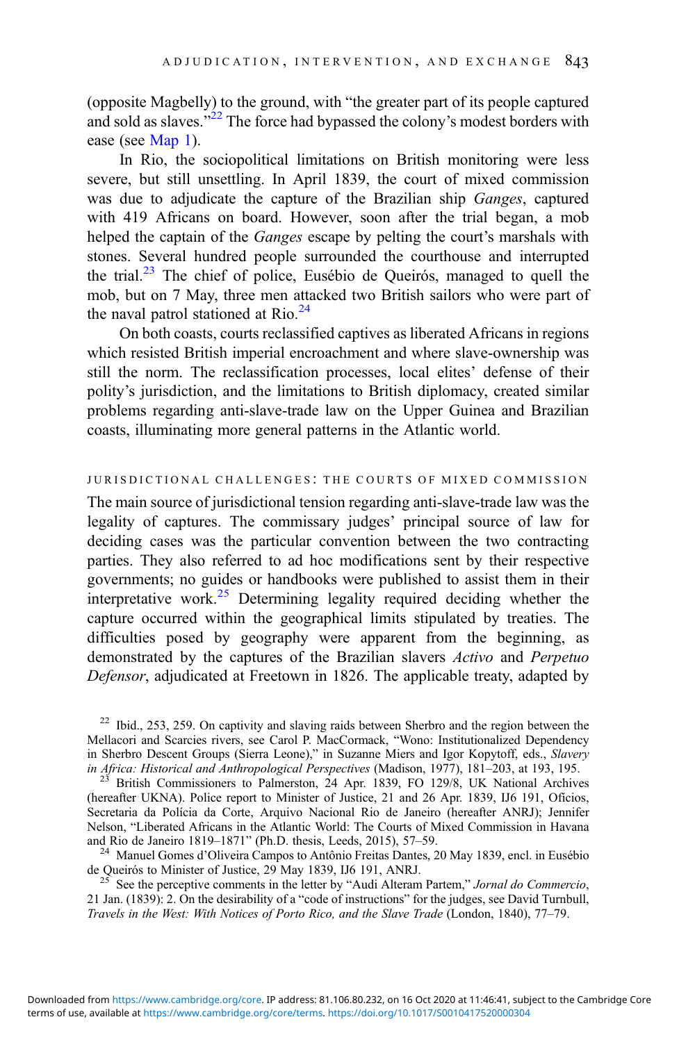(opposite Magbelly) to the ground, with "the greater part of its people captured and sold as slaves."[22] The force had bypassed the colony's modest borders with ease (see Map 1).

In Rio, the sociopolitical limitations on British monitoring were less severe, but still unsettling. In April 1839, the court of mixed commission was due to adjudicate the capture of the Brazilian ship *Ganges*, captured with 419 Africans on board. However, soon after the trial began, a mob helped the captain of the *Ganges* escape by pelting the court's marshals with stones. Several hundred people surrounded the courthouse and interrupted the trial.[23] The chief of police, Eusébio de Queirós, managed to quell the mob, but on 7 May, three men attacked two British sailors who were part of the naval patrol stationed at Rio.[24]

On both coasts, courts reclassified captives as liberated Africans in regions which resisted British imperial encroachment and where slave-ownership was still the norm. The reclassification processes, local elites' defense of their polity's jurisdiction, and the limitations to British diplomacy, created similar problems regarding anti-slave-trade law on the Upper Guinea and Brazilian coasts, illuminating more general patterns in the Atlantic world.

## JURISDICTIONAL CHALLENGES: THE COURTS OF MIXED COMMISSION

The main source of jurisdictional tension regarding anti-slave-trade law was the legality of captures. The commissary judges' principal source of law for deciding cases was the particular convention between the two contracting parties. They also referred to ad hoc modifications sent by their respective governments; no guides or handbooks were published to assist them in their interpretative work.[25] Determining legality required deciding whether the capture occurred within the geographical limits stipulated by treaties. The difficulties posed by geography were apparent from the beginning, as demonstrated by the captures of the Brazilian slavers *Activo* and *Perpetuo Defensor*, adjudicated at Freetown in 1826. The applicable treaty, adapted by

[22] Ibid., 253, 259. On captivity and slaving raids between Sherbro and the region between the Mellacori and Scarcies rivers, see Carol P. MacCormack, "Wono: Institutionalized Dependency in Sherbro Descent Groups (Sierra Leone)," in Suzanne Miers and Igor Kopytoff, eds., *Slavery in Africa: Historical and Anthropological Perspectives* (Madison, 1977), 181–203, at 193, 195.

[23] British Commissioners to Palmerston, 24 Apr. 1839, FO 129/8, UK National Archives (hereafter UKNA). Police report to Minister of Justice, 21 and 26 Apr. 1839, IJ6 191, Ofícios, Secretaria da Polícia da Corte, Arquivo Nacional Rio de Janeiro (hereafter ANRJ); Jennifer Nelson, "Liberated Africans in the Atlantic World: The Courts of Mixed Commission in Havana and Rio de Janeiro 1819–1871" (Ph.D. thesis, Leeds, 2015), 57–59.

[24] Manuel Gomes d'Oliveira Campos to Antônio Freitas Dantes, 20 May 1839, encl. in Eusébio de Queirós to Minister of Justice, 29 May 1839, IJ6 191, ANRJ.

[25] See the perceptive comments in the letter by "Audi Alteram Partem," *Jornal do Commercio*, 21 Jan. (1839): 2. On the desirability of a "code of instructions" for the judges, see David Turnbull, *Travels in the West: With Notices of Porto Rico, and the Slave Trade* (London, 1840), 77–79.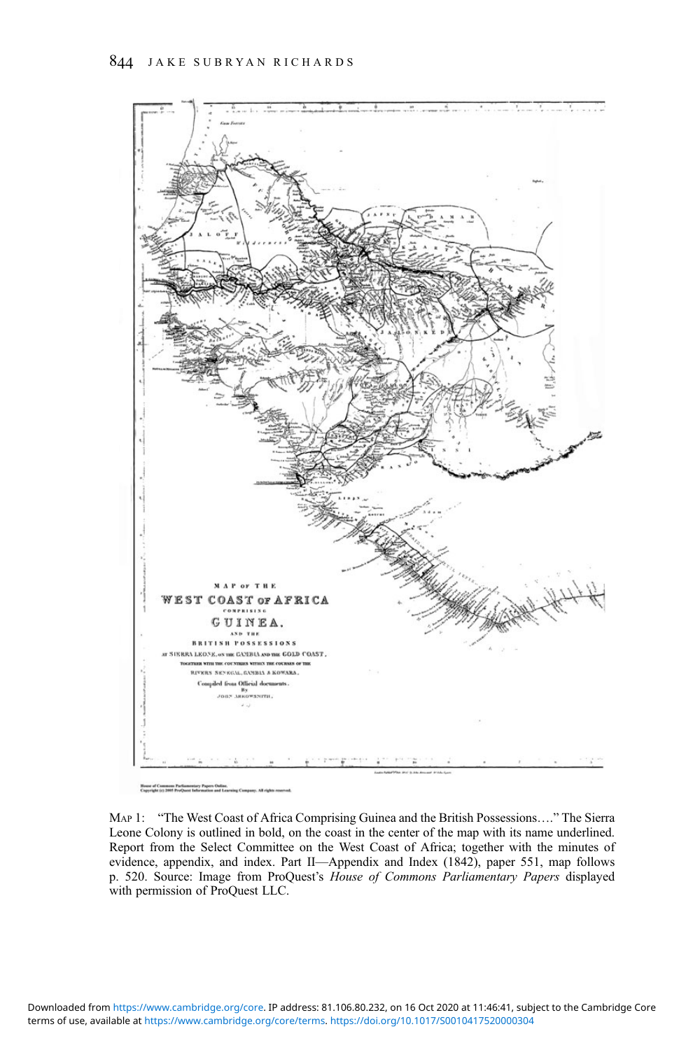MAP 1: "The West Coast of Africa Comprising Guinea and the British Possessions…." The Sierra Leone Colony is outlined in bold, on the coast in the center of the map with its name underlined. Report from the Select Committee on the West Coast of Africa; together with the minutes of evidence, appendix, and index. Part II—Appendix and Index (1842), paper 551, map follows p. 520. Source: Image from ProQuest's *House of Commons Parliamentary Papers* displayed with permission of ProQuest LLC.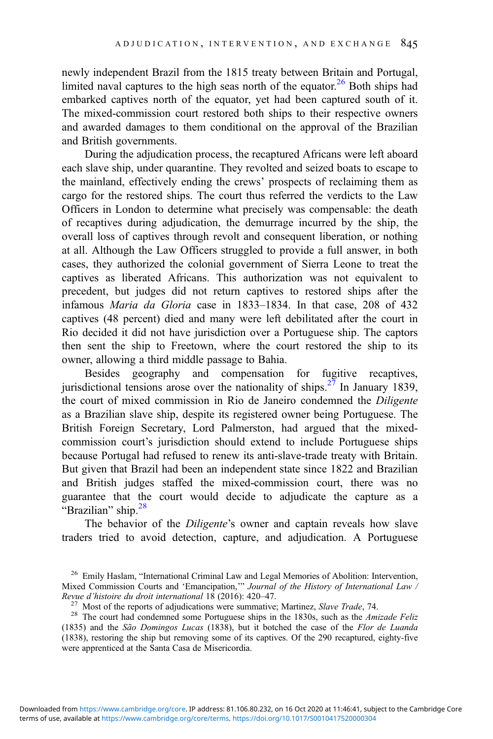newly independent Brazil from the 1815 treaty between Britain and Portugal, limited naval captures to the high seas north of the equator.[26] Both ships had embarked captives north of the equator, yet had been captured south of it. The mixed-commission court restored both ships to their respective owners and awarded damages to them conditional on the approval of the Brazilian and British governments.

During the adjudication process, the recaptured Africans were left aboard each slave ship, under quarantine. They revolted and seized boats to escape to the mainland, effectively ending the crews' prospects of reclaiming them as cargo for the restored ships. The court thus referred the verdicts to the Law Officers in London to determine what precisely was compensable: the death of recaptives during adjudication, the demurrage incurred by the ship, the overall loss of captives through revolt and consequent liberation, or nothing at all. Although the Law Officers struggled to provide a full answer, in both cases, they authorized the colonial government of Sierra Leone to treat the captives as liberated Africans. This authorization was not equivalent to precedent, but judges did not return captives to restored ships after the infamous *Maria da Gloria* case in 1833–1834. In that case, 208 of 432 captives (48 percent) died and many were left debilitated after the court in Rio decided it did not have jurisdiction over a Portuguese ship. The captors then sent the ship to Freetown, where the court restored the ship to its owner, allowing a third middle passage to Bahia.

Besides geography and compensation for fugitive recaptives, jurisdictional tensions arose over the nationality of ships.[27] In January 1839, the court of mixed commission in Rio de Janeiro condemned the *Diligente* as a Brazilian slave ship, despite its registered owner being Portuguese. The British Foreign Secretary, Lord Palmerston, had argued that the mixed-commission court's jurisdiction should extend to include Portuguese ships because Portugal had refused to renew its anti-slave-trade treaty with Britain. But given that Brazil had been an independent state since 1822 and Brazilian and British judges staffed the mixed-commission court, there was no guarantee that the court would decide to adjudicate the capture as a "Brazilian" ship.[28]

The behavior of the *Diligente*'s owner and captain reveals how slave traders tried to avoid detection, capture, and adjudication. A Portuguese

---

[26] Emily Haslam, "International Criminal Law and Legal Memories of Abolition: Intervention, Mixed Commission Courts and 'Emancipation,'" *Journal of the History of International Law / Revue d'histoire du droit international* 18 (2016): 420–47.

[27] Most of the reports of adjudications were summative; Martinez, *Slave Trade*, 74.

[28] The court had condemned some Portuguese ships in the 1830s, such as the *Amizade Feliz* (1835) and the *São Domingos Lucas* (1838), but it botched the case of the *Flor de Luanda* (1838), restoring the ship but removing some of its captives. Of the 290 recaptured, eighty-five were apprenticed at the Santa Casa de Misericordia.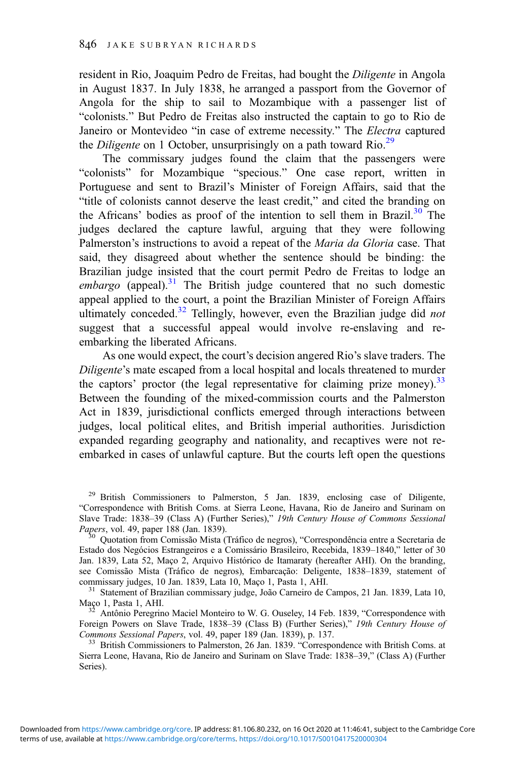resident in Rio, Joaquim Pedro de Freitas, had bought the *Diligente* in Angola in August 1837. In July 1838, he arranged a passport from the Governor of Angola for the ship to sail to Mozambique with a passenger list of "colonists." But Pedro de Freitas also instructed the captain to go to Rio de Janeiro or Montevideo "in case of extreme necessity." The *Electra* captured the *Diligente* on 1 October, unsurprisingly on a path toward Rio.[29]

The commissary judges found the claim that the passengers were "colonists" for Mozambique "specious." One case report, written in Portuguese and sent to Brazil's Minister of Foreign Affairs, said that the "title of colonists cannot deserve the least credit," and cited the branding on the Africans' bodies as proof of the intention to sell them in Brazil.[30] The judges declared the capture lawful, arguing that they were following Palmerston's instructions to avoid a repeat of the *Maria da Gloria* case. That said, they disagreed about whether the sentence should be binding: the Brazilian judge insisted that the court permit Pedro de Freitas to lodge an *embargo* (appeal).[31] The British judge countered that no such domestic appeal applied to the court, a point the Brazilian Minister of Foreign Affairs ultimately conceded.[32] Tellingly, however, even the Brazilian judge did *not* suggest that a successful appeal would involve re-enslaving and re-embarking the liberated Africans.

As one would expect, the court's decision angered Rio's slave traders. The *Diligente*'s mate escaped from a local hospital and locals threatened to murder the captors' proctor (the legal representative for claiming prize money).[33] Between the founding of the mixed-commission courts and the Palmerston Act in 1839, jurisdictional conflicts emerged through interactions between judges, local political elites, and British imperial authorities. Jurisdiction expanded regarding geography and nationality, and recaptives were not re-embarked in cases of unlawful capture. But the courts left open the questions

[29] British Commissioners to Palmerston, 5 Jan. 1839, enclosing case of Diligente, "Correspondence with British Coms. at Sierra Leone, Havana, Rio de Janeiro and Surinam on Slave Trade: 1838–39 (Class A) (Further Series)," *19th Century House of Commons Sessional Papers*, vol. 49, paper 188 (Jan. 1839).

[30] Quotation from Comissão Mista (Tráfico de negros), "Correspondência entre a Secretaria de Estado dos Negócios Estrangeiros e a Comissário Brasileiro, Recebida, 1839–1840," letter of 30 Jan. 1839, Lata 52, Maço 2, Arquivo Histórico de Itamaraty (hereafter AHI). On the branding, see Comissão Mista (Tráfico de negros), Embarcação: Deligente, 1838–1839, statement of commissary judges, 10 Jan. 1839, Lata 10, Maço 1, Pasta 1, AHI.

[31] Statement of Brazilian commissary judge, João Carneiro de Campos, 21 Jan. 1839, Lata 10, Maço 1, Pasta 1, AHI.

[32] Antônio Peregrino Maciel Monteiro to W. G. Ouseley, 14 Feb. 1839, "Correspondence with Foreign Powers on Slave Trade, 1838–39 (Class B) (Further Series)," *19th Century House of Commons Sessional Papers*, vol. 49, paper 189 (Jan. 1839), p. 137.

[33] British Commissioners to Palmerston, 26 Jan. 1839. "Correspondence with British Coms. at Sierra Leone, Havana, Rio de Janeiro and Surinam on Slave Trade: 1838–39," (Class A) (Further Series).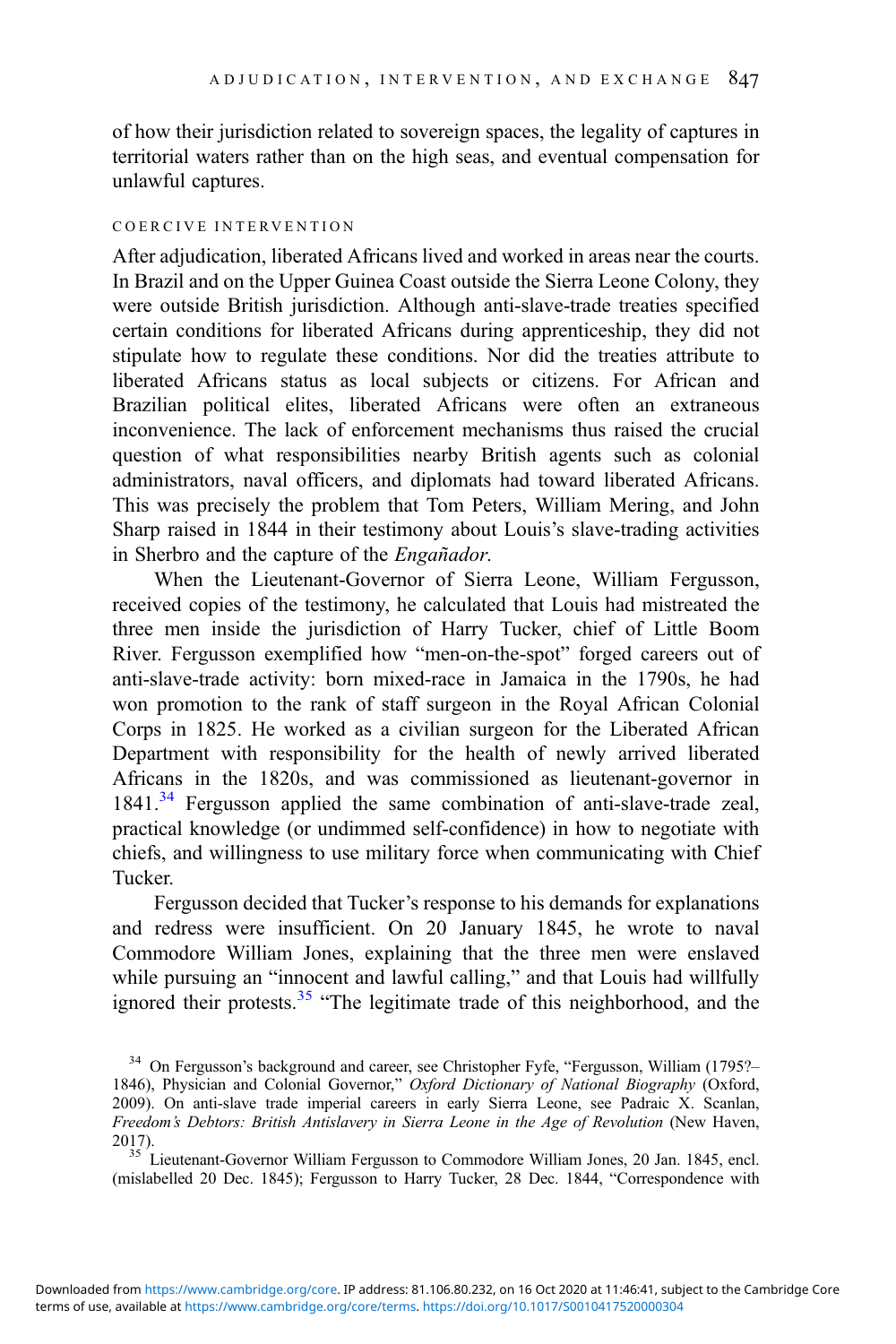of how their jurisdiction related to sovereign spaces, the legality of captures in territorial waters rather than on the high seas, and eventual compensation for unlawful captures.

### COERCIVE INTERVENTION

After adjudication, liberated Africans lived and worked in areas near the courts. In Brazil and on the Upper Guinea Coast outside the Sierra Leone Colony, they were outside British jurisdiction. Although anti-slave-trade treaties specified certain conditions for liberated Africans during apprenticeship, they did not stipulate how to regulate these conditions. Nor did the treaties attribute to liberated Africans status as local subjects or citizens. For African and Brazilian political elites, liberated Africans were often an extraneous inconvenience. The lack of enforcement mechanisms thus raised the crucial question of what responsibilities nearby British agents such as colonial administrators, naval officers, and diplomats had toward liberated Africans. This was precisely the problem that Tom Peters, William Mering, and John Sharp raised in 1844 in their testimony about Louis's slave-trading activities in Sherbro and the capture of the *Engañador*.

When the Lieutenant-Governor of Sierra Leone, William Fergusson, received copies of the testimony, he calculated that Louis had mistreated the three men inside the jurisdiction of Harry Tucker, chief of Little Boom River. Fergusson exemplified how "men-on-the-spot" forged careers out of anti-slave-trade activity: born mixed-race in Jamaica in the 1790s, he had won promotion to the rank of staff surgeon in the Royal African Colonial Corps in 1825. He worked as a civilian surgeon for the Liberated African Department with responsibility for the health of newly arrived liberated Africans in the 1820s, and was commissioned as lieutenant-governor in 1841.[34] Fergusson applied the same combination of anti-slave-trade zeal, practical knowledge (or undimmed self-confidence) in how to negotiate with chiefs, and willingness to use military force when communicating with Chief Tucker.

Fergusson decided that Tucker's response to his demands for explanations and redress were insufficient. On 20 January 1845, he wrote to naval Commodore William Jones, explaining that the three men were enslaved while pursuing an "innocent and lawful calling," and that Louis had willfully ignored their protests.[35] "The legitimate trade of this neighborhood, and the

---

[34] On Fergusson's background and career, see Christopher Fyfe, "Fergusson, William (1795?–1846), Physician and Colonial Governor," *Oxford Dictionary of National Biography* (Oxford, 2009). On anti-slave trade imperial careers in early Sierra Leone, see Padraic X. Scanlan, *Freedom's Debtors: British Antislavery in Sierra Leone in the Age of Revolution* (New Haven, 2017).

[35] Lieutenant-Governor William Fergusson to Commodore William Jones, 20 Jan. 1845, encl. (mislabelled 20 Dec. 1845); Fergusson to Harry Tucker, 28 Dec. 1844, "Correspondence with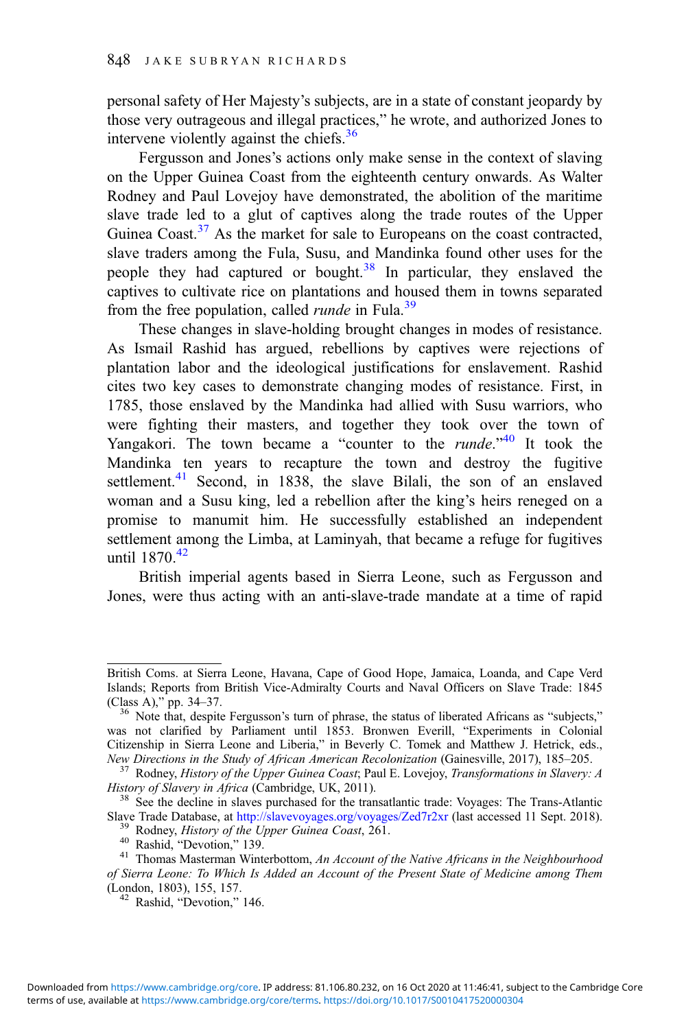personal safety of Her Majesty's subjects, are in a state of constant jeopardy by those very outrageous and illegal practices," he wrote, and authorized Jones to intervene violently against the chiefs.[36]

Fergusson and Jones's actions only make sense in the context of slaving on the Upper Guinea Coast from the eighteenth century onwards. As Walter Rodney and Paul Lovejoy have demonstrated, the abolition of the maritime slave trade led to a glut of captives along the trade routes of the Upper Guinea Coast.[37] As the market for sale to Europeans on the coast contracted, slave traders among the Fula, Susu, and Mandinka found other uses for the people they had captured or bought.[38] In particular, they enslaved the captives to cultivate rice on plantations and housed them in towns separated from the free population, called *runde* in Fula.[39]

These changes in slave-holding brought changes in modes of resistance. As Ismail Rashid has argued, rebellions by captives were rejections of plantation labor and the ideological justifications for enslavement. Rashid cites two key cases to demonstrate changing modes of resistance. First, in 1785, those enslaved by the Mandinka had allied with Susu warriors, who were fighting their masters, and together they took over the town of Yangakori. The town became a "counter to the *runde*."[40] It took the Mandinka ten years to recapture the town and destroy the fugitive settlement.[41] Second, in 1838, the slave Bilali, the son of an enslaved woman and a Susu king, led a rebellion after the king's heirs reneged on a promise to manumit him. He successfully established an independent settlement among the Limba, at Laminyah, that became a refuge for fugitives until 1870.[42]

British imperial agents based in Sierra Leone, such as Fergusson and Jones, were thus acting with an anti-slave-trade mandate at a time of rapid

---

British Coms. at Sierra Leone, Havana, Cape of Good Hope, Jamaica, Loanda, and Cape Verd Islands; Reports from British Vice-Admiralty Courts and Naval Officers on Slave Trade: 1845 (Class A)," pp. 34–37.

[36] Note that, despite Fergusson's turn of phrase, the status of liberated Africans as "subjects," was not clarified by Parliament until 1853. Bronwen Everill, "Experiments in Colonial Citizenship in Sierra Leone and Liberia," in Beverly C. Tomek and Matthew J. Hetrick, eds., *New Directions in the Study of African American Recolonization* (Gainesville, 2017), 185–205.

[37] Rodney, *History of the Upper Guinea Coast*; Paul E. Lovejoy, *Transformations in Slavery: A History of Slavery in Africa* (Cambridge, UK, 2011).

[38] See the decline in slaves purchased for the transatlantic trade: Voyages: The Trans-Atlantic Slave Trade Database, at http://slavevoyages.org/voyages/Zed7r2xr (last accessed 11 Sept. 2018).

[39] Rodney, *History of the Upper Guinea Coast*, 261.

[40] Rashid, "Devotion," 139.

[41] Thomas Masterman Winterbottom, *An Account of the Native Africans in the Neighbourhood of Sierra Leone: To Which Is Added an Account of the Present State of Medicine among Them* (London, 1803), 155, 157.

[42] Rashid, "Devotion," 146.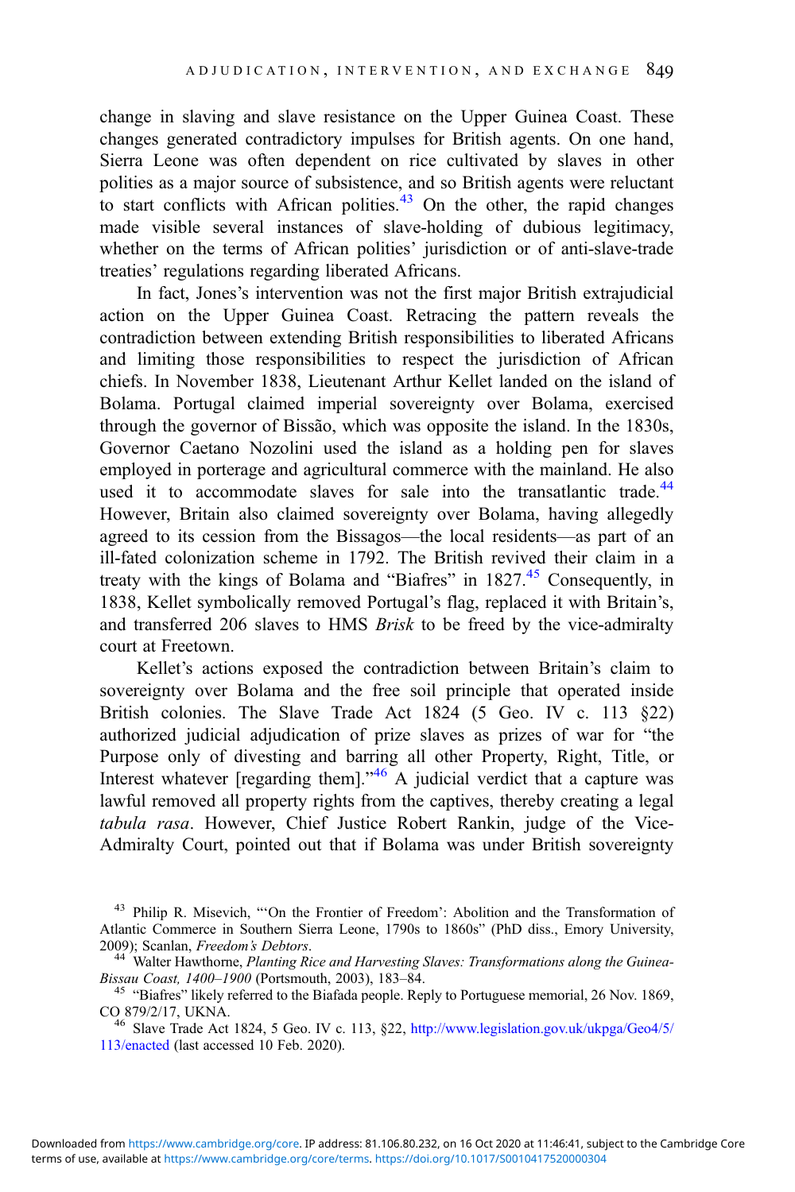change in slaving and slave resistance on the Upper Guinea Coast. These changes generated contradictory impulses for British agents. On one hand, Sierra Leone was often dependent on rice cultivated by slaves in other polities as a major source of subsistence, and so British agents were reluctant to start conflicts with African polities.[43] On the other, the rapid changes made visible several instances of slave-holding of dubious legitimacy, whether on the terms of African polities' jurisdiction or of anti-slave-trade treaties' regulations regarding liberated Africans.

In fact, Jones's intervention was not the first major British extrajudicial action on the Upper Guinea Coast. Retracing the pattern reveals the contradiction between extending British responsibilities to liberated Africans and limiting those responsibilities to respect the jurisdiction of African chiefs. In November 1838, Lieutenant Arthur Kellet landed on the island of Bolama. Portugal claimed imperial sovereignty over Bolama, exercised through the governor of Bissão, which was opposite the island. In the 1830s, Governor Caetano Nozolini used the island as a holding pen for slaves employed in porterage and agricultural commerce with the mainland. He also used it to accommodate slaves for sale into the transatlantic trade.[44] However, Britain also claimed sovereignty over Bolama, having allegedly agreed to its cession from the Bissagos—the local residents—as part of an ill-fated colonization scheme in 1792. The British revived their claim in a treaty with the kings of Bolama and "Biafres" in 1827.[45] Consequently, in 1838, Kellet symbolically removed Portugal's flag, replaced it with Britain's, and transferred 206 slaves to HMS *Brisk* to be freed by the vice-admiralty court at Freetown.

Kellet's actions exposed the contradiction between Britain's claim to sovereignty over Bolama and the free soil principle that operated inside British colonies. The Slave Trade Act 1824 (5 Geo. IV c. 113 §22) authorized judicial adjudication of prize slaves as prizes of war for "the Purpose only of divesting and barring all other Property, Right, Title, or Interest whatever [regarding them]."[46] A judicial verdict that a capture was lawful removed all property rights from the captives, thereby creating a legal *tabula rasa*. However, Chief Justice Robert Rankin, judge of the Vice-Admiralty Court, pointed out that if Bolama was under British sovereignty

---

[43] Philip R. Misevich, "'On the Frontier of Freedom': Abolition and the Transformation of Atlantic Commerce in Southern Sierra Leone, 1790s to 1860s" (PhD diss., Emory University, 2009); Scanlan, *Freedom's Debtors*.

[44] Walter Hawthorne, *Planting Rice and Harvesting Slaves: Transformations along the Guinea-Bissau Coast, 1400–1900* (Portsmouth, 2003), 183–84.

[45] "Biafres" likely referred to the Biafada people. Reply to Portuguese memorial, 26 Nov. 1869, CO 879/2/17, UKNA.

[46] Slave Trade Act 1824, 5 Geo. IV c. 113, §22, http://www.legislation.gov.uk/ukpga/Geo4/5/113/enacted (last accessed 10 Feb. 2020).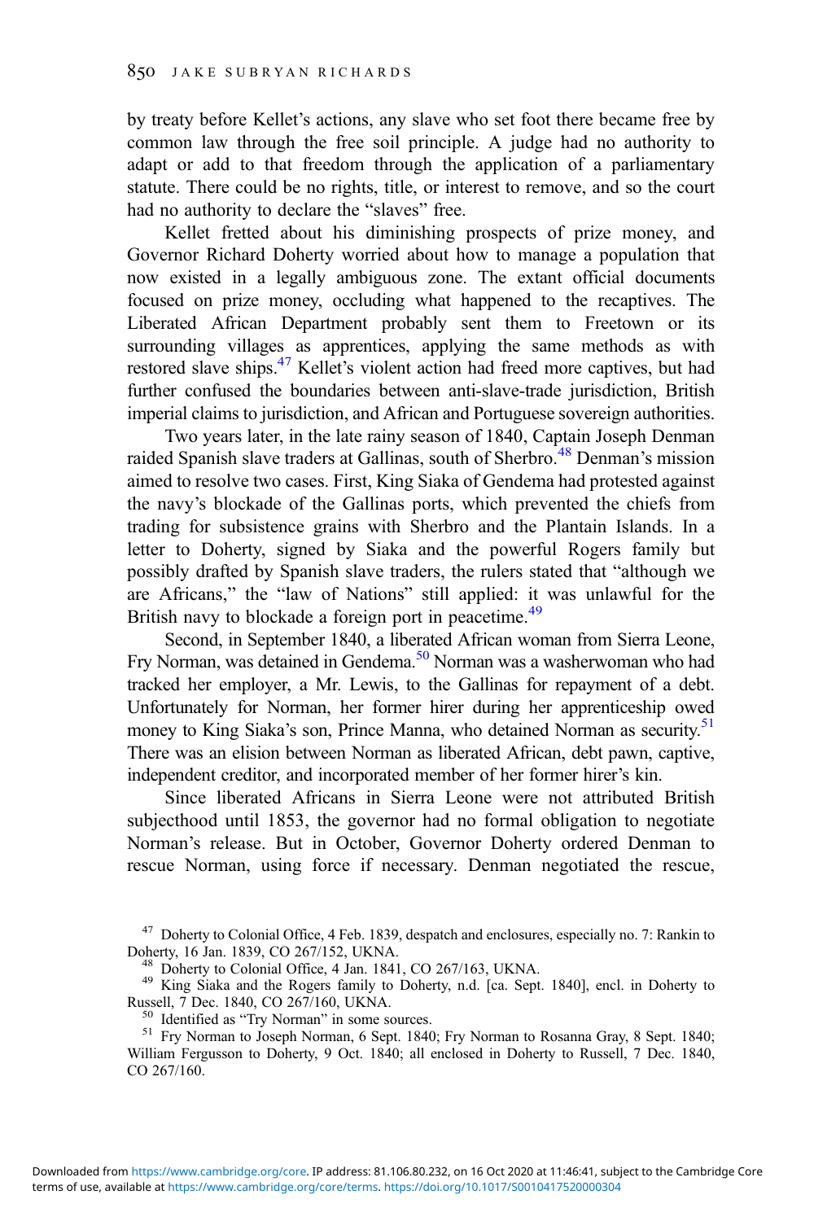by treaty before Kellet's actions, any slave who set foot there became free by common law through the free soil principle. A judge had no authority to adapt or add to that freedom through the application of a parliamentary statute. There could be no rights, title, or interest to remove, and so the court had no authority to declare the "slaves" free.

Kellet fretted about his diminishing prospects of prize money, and Governor Richard Doherty worried about how to manage a population that now existed in a legally ambiguous zone. The extant official documents focused on prize money, occluding what happened to the recaptives. The Liberated African Department probably sent them to Freetown or its surrounding villages as apprentices, applying the same methods as with restored slave ships.[47] Kellet's violent action had freed more captives, but had further confused the boundaries between anti-slave-trade jurisdiction, British imperial claims to jurisdiction, and African and Portuguese sovereign authorities.

Two years later, in the late rainy season of 1840, Captain Joseph Denman raided Spanish slave traders at Gallinas, south of Sherbro.[48] Denman's mission aimed to resolve two cases. First, King Siaka of Gendema had protested against the navy's blockade of the Gallinas ports, which prevented the chiefs from trading for subsistence grains with Sherbro and the Plantain Islands. In a letter to Doherty, signed by Siaka and the powerful Rogers family but possibly drafted by Spanish slave traders, the rulers stated that "although we are Africans," the "law of Nations" still applied: it was unlawful for the British navy to blockade a foreign port in peacetime.[49]

Second, in September 1840, a liberated African woman from Sierra Leone, Fry Norman, was detained in Gendema.[50] Norman was a washerwoman who had tracked her employer, a Mr. Lewis, to the Gallinas for repayment of a debt. Unfortunately for Norman, her former hirer during her apprenticeship owed money to King Siaka's son, Prince Manna, who detained Norman as security.[51] There was an elision between Norman as liberated African, debt pawn, captive, independent creditor, and incorporated member of her former hirer's kin.

Since liberated Africans in Sierra Leone were not attributed British subjecthood until 1853, the governor had no formal obligation to negotiate Norman's release. But in October, Governor Doherty ordered Denman to rescue Norman, using force if necessary. Denman negotiated the rescue,

---

[47] Doherty to Colonial Office, 4 Feb. 1839, despatch and enclosures, especially no. 7: Rankin to Doherty, 16 Jan. 1839, CO 267/152, UKNA.

[48] Doherty to Colonial Office, 4 Jan. 1841, CO 267/163, UKNA.

[49] King Siaka and the Rogers family to Doherty, n.d. [ca. Sept. 1840], encl. in Doherty to Russell, 7 Dec. 1840, CO 267/160, UKNA.

[50] Identified as "Try Norman" in some sources.

[51] Fry Norman to Joseph Norman, 6 Sept. 1840; Fry Norman to Rosanna Gray, 8 Sept. 1840; William Fergusson to Doherty, 9 Oct. 1840; all enclosed in Doherty to Russell, 7 Dec. 1840, CO 267/160.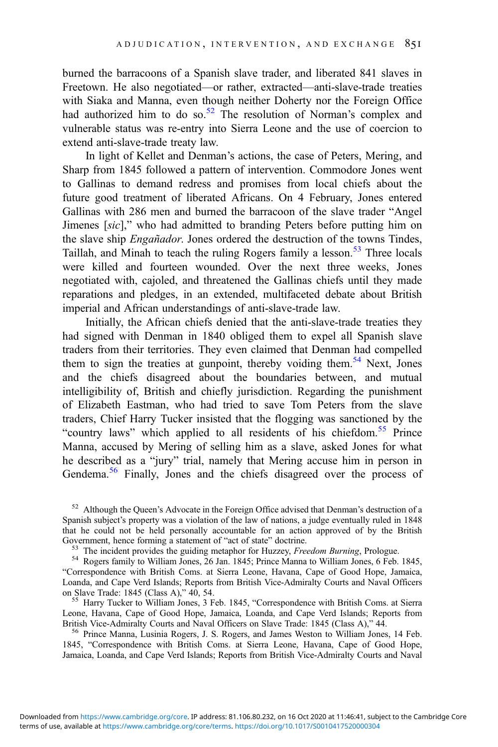burned the barracoons of a Spanish slave trader, and liberated 841 slaves in Freetown. He also negotiated—or rather, extracted—anti-slave-trade treaties with Siaka and Manna, even though neither Doherty nor the Foreign Office had authorized him to do so.[52] The resolution of Norman's complex and vulnerable status was re-entry into Sierra Leone and the use of coercion to extend anti-slave-trade treaty law.

In light of Kellet and Denman's actions, the case of Peters, Mering, and Sharp from 1845 followed a pattern of intervention. Commodore Jones went to Gallinas to demand redress and promises from local chiefs about the future good treatment of liberated Africans. On 4 February, Jones entered Gallinas with 286 men and burned the barracoon of the slave trader "Angel Jimenes [*sic*]," who had admitted to branding Peters before putting him on the slave ship *Engañador*. Jones ordered the destruction of the towns Tindes, Taillah, and Minah to teach the ruling Rogers family a lesson.[53] Three locals were killed and fourteen wounded. Over the next three weeks, Jones negotiated with, cajoled, and threatened the Gallinas chiefs until they made reparations and pledges, in an extended, multifaceted debate about British imperial and African understandings of anti-slave-trade law.

Initially, the African chiefs denied that the anti-slave-trade treaties they had signed with Denman in 1840 obliged them to expel all Spanish slave traders from their territories. They even claimed that Denman had compelled them to sign the treaties at gunpoint, thereby voiding them.[54] Next, Jones and the chiefs disagreed about the boundaries between, and mutual intelligibility of, British and chiefly jurisdiction. Regarding the punishment of Elizabeth Eastman, who had tried to save Tom Peters from the slave traders, Chief Harry Tucker insisted that the flogging was sanctioned by the "country laws" which applied to all residents of his chiefdom.[55] Prince Manna, accused by Mering of selling him as a slave, asked Jones for what he described as a "jury" trial, namely that Mering accuse him in person in Gendema.[56] Finally, Jones and the chiefs disagreed over the process of

[52] Although the Queen's Advocate in the Foreign Office advised that Denman's destruction of a Spanish subject's property was a violation of the law of nations, a judge eventually ruled in 1848 that he could not be held personally accountable for an action approved of by the British Government, hence forming a statement of "act of state" doctrine.

[53] The incident provides the guiding metaphor for Huzzey, *Freedom Burning*, Prologue.

[54] Rogers family to William Jones, 26 Jan. 1845; Prince Manna to William Jones, 6 Feb. 1845, "Correspondence with British Coms. at Sierra Leone, Havana, Cape of Good Hope, Jamaica, Loanda, and Cape Verd Islands; Reports from British Vice-Admiralty Courts and Naval Officers on Slave Trade: 1845 (Class A)," 40, 54.

[55] Harry Tucker to William Jones, 3 Feb. 1845, "Correspondence with British Coms. at Sierra Leone, Havana, Cape of Good Hope, Jamaica, Loanda, and Cape Verd Islands; Reports from British Vice-Admiralty Courts and Naval Officers on Slave Trade: 1845 (Class A)," 44.

[56] Prince Manna, Lusinia Rogers, J. S. Rogers, and James Weston to William Jones, 14 Feb. 1845, "Correspondence with British Coms. at Sierra Leone, Havana, Cape of Good Hope, Jamaica, Loanda, and Cape Verd Islands; Reports from British Vice-Admiralty Courts and Naval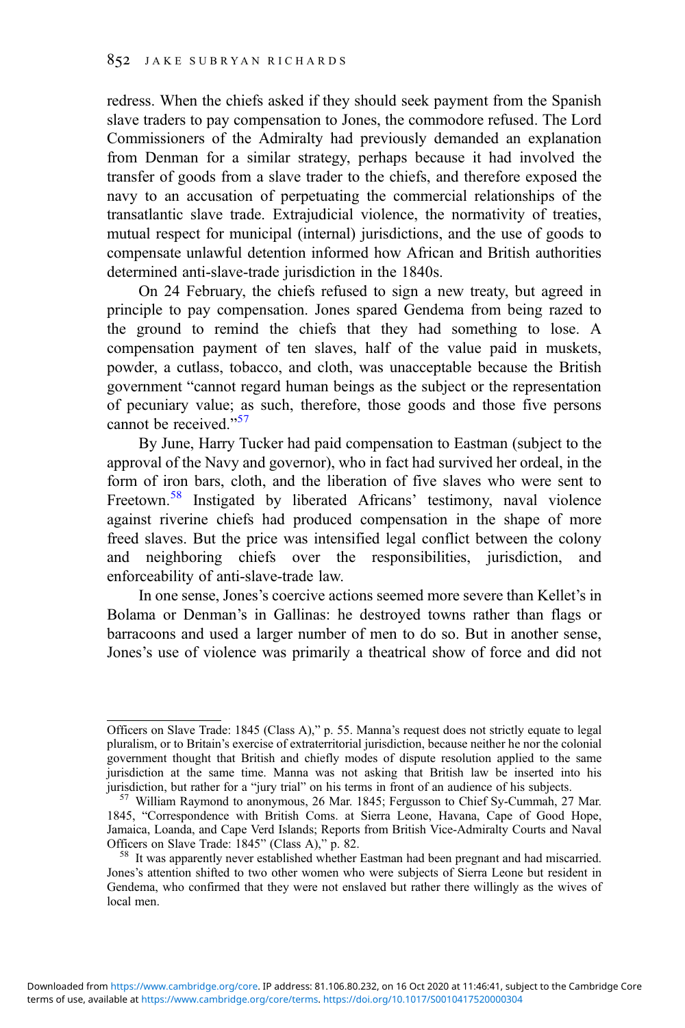redress. When the chiefs asked if they should seek payment from the Spanish slave traders to pay compensation to Jones, the commodore refused. The Lord Commissioners of the Admiralty had previously demanded an explanation from Denman for a similar strategy, perhaps because it had involved the transfer of goods from a slave trader to the chiefs, and therefore exposed the navy to an accusation of perpetuating the commercial relationships of the transatlantic slave trade. Extrajudicial violence, the normativity of treaties, mutual respect for municipal (internal) jurisdictions, and the use of goods to compensate unlawful detention informed how African and British authorities determined anti-slave-trade jurisdiction in the 1840s.

On 24 February, the chiefs refused to sign a new treaty, but agreed in principle to pay compensation. Jones spared Gendema from being razed to the ground to remind the chiefs that they had something to lose. A compensation payment of ten slaves, half of the value paid in muskets, powder, a cutlass, tobacco, and cloth, was unacceptable because the British government "cannot regard human beings as the subject or the representation of pecuniary value; as such, therefore, those goods and those five persons cannot be received."[57]

By June, Harry Tucker had paid compensation to Eastman (subject to the approval of the Navy and governor), who in fact had survived her ordeal, in the form of iron bars, cloth, and the liberation of five slaves who were sent to Freetown.[58] Instigated by liberated Africans' testimony, naval violence against riverine chiefs had produced compensation in the shape of more freed slaves. But the price was intensified legal conflict between the colony and neighboring chiefs over the responsibilities, jurisdiction, and enforceability of anti-slave-trade law.

In one sense, Jones's coercive actions seemed more severe than Kellet's in Bolama or Denman's in Gallinas: he destroyed towns rather than flags or barracoons and used a larger number of men to do so. But in another sense, Jones's use of violence was primarily a theatrical show of force and did not

---

Officers on Slave Trade: 1845 (Class A)," p. 55. Manna's request does not strictly equate to legal pluralism, or to Britain's exercise of extraterritorial jurisdiction, because neither he nor the colonial government thought that British and chiefly modes of dispute resolution applied to the same jurisdiction at the same time. Manna was not asking that British law be inserted into his jurisdiction, but rather for a "jury trial" on his terms in front of an audience of his subjects.

[57] William Raymond to anonymous, 26 Mar. 1845; Fergusson to Chief Sy-Cummah, 27 Mar. 1845, "Correspondence with British Coms. at Sierra Leone, Havana, Cape of Good Hope, Jamaica, Loanda, and Cape Verd Islands; Reports from British Vice-Admiralty Courts and Naval Officers on Slave Trade: 1845" (Class A)," p. 82.

[58] It was apparently never established whether Eastman had been pregnant and had miscarried. Jones's attention shifted to two other women who were subjects of Sierra Leone but resident in Gendema, who confirmed that they were not enslaved but rather there willingly as the wives of local men.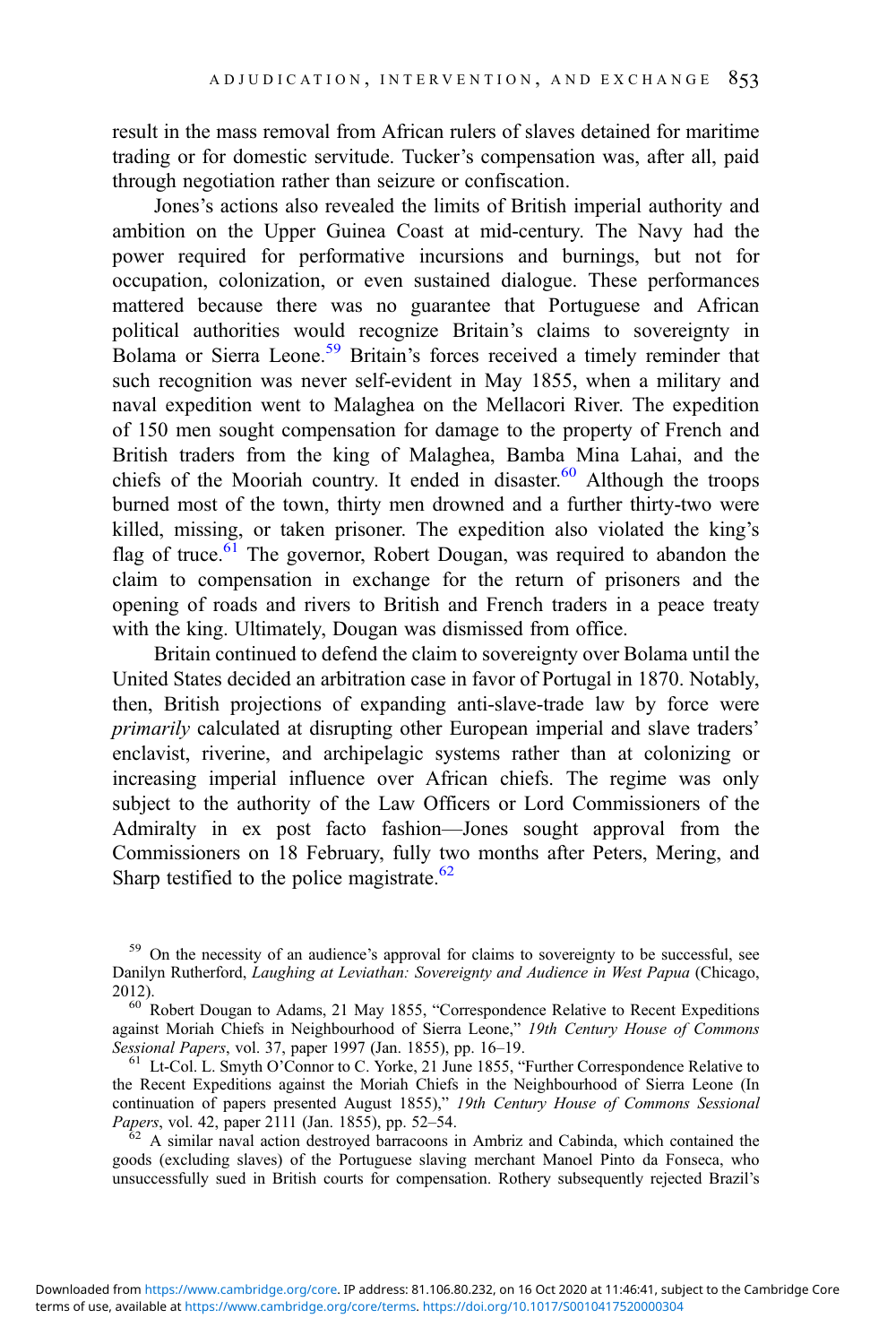result in the mass removal from African rulers of slaves detained for maritime trading or for domestic servitude. Tucker's compensation was, after all, paid through negotiation rather than seizure or confiscation.

Jones's actions also revealed the limits of British imperial authority and ambition on the Upper Guinea Coast at mid-century. The Navy had the power required for performative incursions and burnings, but not for occupation, colonization, or even sustained dialogue. These performances mattered because there was no guarantee that Portuguese and African political authorities would recognize Britain's claims to sovereignty in Bolama or Sierra Leone.[59] Britain's forces received a timely reminder that such recognition was never self-evident in May 1855, when a military and naval expedition went to Malaghea on the Mellacori River. The expedition of 150 men sought compensation for damage to the property of French and British traders from the king of Malaghea, Bamba Mina Lahai, and the chiefs of the Mooriah country. It ended in disaster.[60] Although the troops burned most of the town, thirty men drowned and a further thirty-two were killed, missing, or taken prisoner. The expedition also violated the king's flag of truce.[61] The governor, Robert Dougan, was required to abandon the claim to compensation in exchange for the return of prisoners and the opening of roads and rivers to British and French traders in a peace treaty with the king. Ultimately, Dougan was dismissed from office.

Britain continued to defend the claim to sovereignty over Bolama until the United States decided an arbitration case in favor of Portugal in 1870. Notably, then, British projections of expanding anti-slave-trade law by force were *primarily* calculated at disrupting other European imperial and slave traders' enclavist, riverine, and archipelagic systems rather than at colonizing or increasing imperial influence over African chiefs. The regime was only subject to the authority of the Law Officers or Lord Commissioners of the Admiralty in ex post facto fashion—Jones sought approval from the Commissioners on 18 February, fully two months after Peters, Mering, and Sharp testified to the police magistrate.[62]

---

[59] On the necessity of an audience's approval for claims to sovereignty to be successful, see Danilyn Rutherford, *Laughing at Leviathan: Sovereignty and Audience in West Papua* (Chicago, 2012).

[60] Robert Dougan to Adams, 21 May 1855, "Correspondence Relative to Recent Expeditions against Moriah Chiefs in Neighbourhood of Sierra Leone," *19th Century House of Commons Sessional Papers*, vol. 37, paper 1997 (Jan. 1855), pp. 16–19.

[61] Lt-Col. L. Smyth O'Connor to C. Yorke, 21 June 1855, "Further Correspondence Relative to the Recent Expeditions against the Moriah Chiefs in the Neighbourhood of Sierra Leone (In continuation of papers presented August 1855)," *19th Century House of Commons Sessional Papers*, vol. 42, paper 2111 (Jan. 1855), pp. 52–54.

[62] A similar naval action destroyed barracoons in Ambriz and Cabinda, which contained the goods (excluding slaves) of the Portuguese slaving merchant Manoel Pinto da Fonseca, who unsuccessfully sued in British courts for compensation. Rothery subsequently rejected Brazil's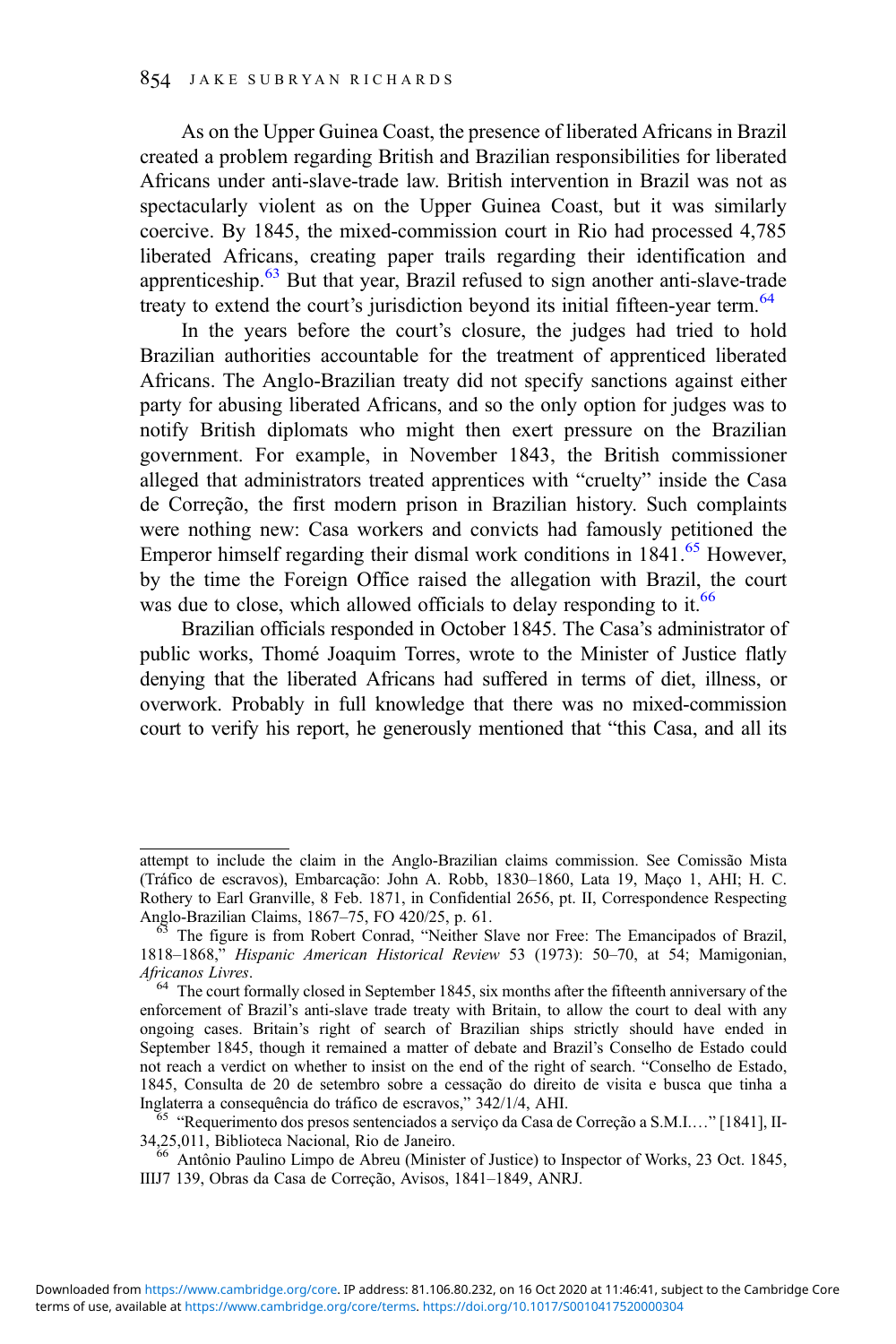As on the Upper Guinea Coast, the presence of liberated Africans in Brazil created a problem regarding British and Brazilian responsibilities for liberated Africans under anti-slave-trade law. British intervention in Brazil was not as spectacularly violent as on the Upper Guinea Coast, but it was similarly coercive. By 1845, the mixed-commission court in Rio had processed 4,785 liberated Africans, creating paper trails regarding their identification and apprenticeship.[63] But that year, Brazil refused to sign another anti-slave-trade treaty to extend the court's jurisdiction beyond its initial fifteen-year term.[64]

In the years before the court's closure, the judges had tried to hold Brazilian authorities accountable for the treatment of apprenticed liberated Africans. The Anglo-Brazilian treaty did not specify sanctions against either party for abusing liberated Africans, and so the only option for judges was to notify British diplomats who might then exert pressure on the Brazilian government. For example, in November 1843, the British commissioner alleged that administrators treated apprentices with "cruelty" inside the Casa de Correção, the first modern prison in Brazilian history. Such complaints were nothing new: Casa workers and convicts had famously petitioned the Emperor himself regarding their dismal work conditions in 1841.[65] However, by the time the Foreign Office raised the allegation with Brazil, the court was due to close, which allowed officials to delay responding to it.[66]

Brazilian officials responded in October 1845. The Casa's administrator of public works, Thomé Joaquim Torres, wrote to the Minister of Justice flatly denying that the liberated Africans had suffered in terms of diet, illness, or overwork. Probably in full knowledge that there was no mixed-commission court to verify his report, he generously mentioned that "this Casa, and all its

---

attempt to include the claim in the Anglo-Brazilian claims commission. See Comissão Mista (Tráfico de escravos), Embarcação: John A. Robb, 1830–1860, Lata 19, Maço 1, AHI; H. C. Rothery to Earl Granville, 8 Feb. 1871, in Confidential 2656, pt. II, Correspondence Respecting Anglo-Brazilian Claims, 1867–75, FO 420/25, p. 61.

[63] The figure is from Robert Conrad, "Neither Slave nor Free: The Emancipados of Brazil, 1818–1868," *Hispanic American Historical Review* 53 (1973): 50–70, at 54; Mamigonian, *Africanos Livres*.

[64] The court formally closed in September 1845, six months after the fifteenth anniversary of the enforcement of Brazil's anti-slave trade treaty with Britain, to allow the court to deal with any ongoing cases. Britain's right of search of Brazilian ships strictly should have ended in September 1845, though it remained a matter of debate and Brazil's Conselho de Estado could not reach a verdict on whether to insist on the end of the right of search. "Conselho de Estado, 1845, Consulta de 20 de setembro sobre a cessação do direito de visita e busca que tinha a Inglaterra a consequência do tráfico de escravos," 342/1/4, AHI.

[65] "Requerimento dos presos sentenciados a serviço da Casa de Correção a S.M.I.…" [1841], II-34,25,011, Biblioteca Nacional, Rio de Janeiro.

[66] Antônio Paulino Limpo de Abreu (Minister of Justice) to Inspector of Works, 23 Oct. 1845, IIIJ7 139, Obras da Casa de Correção, Avisos, 1841–1849, ANRJ.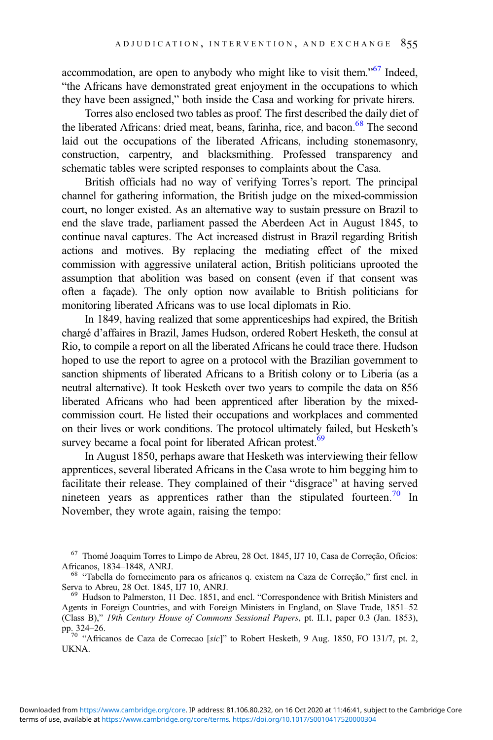accommodation, are open to anybody who might like to visit them."[67] Indeed, "the Africans have demonstrated great enjoyment in the occupations to which they have been assigned," both inside the Casa and working for private hirers.

Torres also enclosed two tables as proof. The first described the daily diet of the liberated Africans: dried meat, beans, farinha, rice, and bacon.[68] The second laid out the occupations of the liberated Africans, including stonemasonry, construction, carpentry, and blacksmithing. Professed transparency and schematic tables were scripted responses to complaints about the Casa.

British officials had no way of verifying Torres's report. The principal channel for gathering information, the British judge on the mixed-commission court, no longer existed. As an alternative way to sustain pressure on Brazil to end the slave trade, parliament passed the Aberdeen Act in August 1845, to continue naval captures. The Act increased distrust in Brazil regarding British actions and motives. By replacing the mediating effect of the mixed commission with aggressive unilateral action, British politicians uprooted the assumption that abolition was based on consent (even if that consent was often a façade). The only option now available to British politicians for monitoring liberated Africans was to use local diplomats in Rio.

In 1849, having realized that some apprenticeships had expired, the British chargé d'affaires in Brazil, James Hudson, ordered Robert Hesketh, the consul at Rio, to compile a report on all the liberated Africans he could trace there. Hudson hoped to use the report to agree on a protocol with the Brazilian government to sanction shipments of liberated Africans to a British colony or to Liberia (as a neutral alternative). It took Hesketh over two years to compile the data on 856 liberated Africans who had been apprenticed after liberation by the mixed-commission court. He listed their occupations and workplaces and commented on their lives or work conditions. The protocol ultimately failed, but Hesketh's survey became a focal point for liberated African protest.[69]

In August 1850, perhaps aware that Hesketh was interviewing their fellow apprentices, several liberated Africans in the Casa wrote to him begging him to facilitate their release. They complained of their "disgrace" at having served nineteen years as apprentices rather than the stipulated fourteen.[70] In November, they wrote again, raising the tempo:

[67] Thomé Joaquim Torres to Limpo de Abreu, 28 Oct. 1845, IJ7 10, Casa de Correção, Ofícios: Africanos, 1834–1848, ANRJ.

[68] "Tabella do fornecimento para os africanos q. existem na Caza de Correção," first encl. in Serva to Abreu, 28 Oct. 1845, IJ7 10, ANRJ.

[69] Hudson to Palmerston, 11 Dec. 1851, and encl. "Correspondence with British Ministers and Agents in Foreign Countries, and with Foreign Ministers in England, on Slave Trade, 1851–52 (Class B)," *19th Century House of Commons Sessional Papers*, pt. II.1, paper 0.3 (Jan. 1853), pp. 324–26.

[70] "Africanos de Caza de Correcao [*sic*]" to Robert Hesketh, 9 Aug. 1850, FO 131/7, pt. 2, UKNA.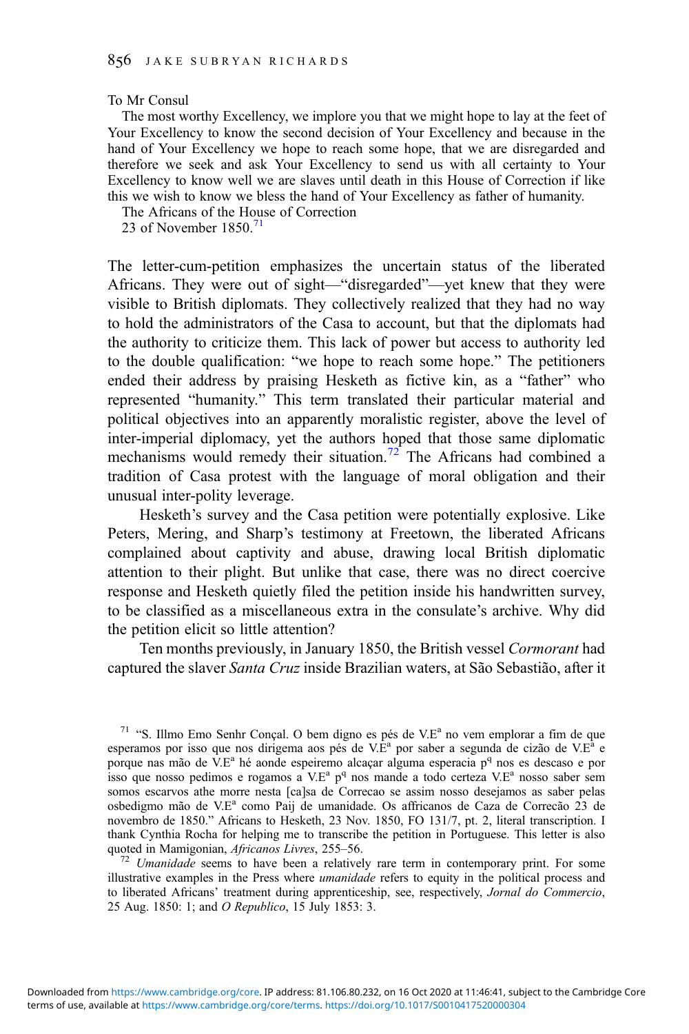To Mr Consul

The most worthy Excellency, we implore you that we might hope to lay at the feet of Your Excellency to know the second decision of Your Excellency and because in the hand of Your Excellency we hope to reach some hope, that we are disregarded and therefore we seek and ask Your Excellency to send us with all certainty to Your Excellency to know well we are slaves until death in this House of Correction if like this we wish to know we bless the hand of Your Excellency as father of humanity.

The Africans of the House of Correction

23 of November 1850.[71]

The letter-cum-petition emphasizes the uncertain status of the liberated Africans. They were out of sight—"disregarded"—yet knew that they were visible to British diplomats. They collectively realized that they had no way to hold the administrators of the Casa to account, but that the diplomats had the authority to criticize them. This lack of power but access to authority led to the double qualification: "we hope to reach some hope." The petitioners ended their address by praising Hesketh as fictive kin, as a "father" who represented "humanity." This term translated their particular material and political objectives into an apparently moralistic register, above the level of inter-imperial diplomacy, yet the authors hoped that those same diplomatic mechanisms would remedy their situation.[72] The Africans had combined a tradition of Casa protest with the language of moral obligation and their unusual inter-polity leverage.

Hesketh's survey and the Casa petition were potentially explosive. Like Peters, Mering, and Sharp's testimony at Freetown, the liberated Africans complained about captivity and abuse, drawing local British diplomatic attention to their plight. But unlike that case, there was no direct coercive response and Hesketh quietly filed the petition inside his handwritten survey, to be classified as a miscellaneous extra in the consulate's archive. Why did the petition elicit so little attention?

Ten months previously, in January 1850, the British vessel *Cormorant* had captured the slaver *Santa Cruz* inside Brazilian waters, at São Sebastião, after it

[71] "S. Illmo Emo Senhr Conçal. O bem digno es pés de V.E^a no vem emplorar a fim de que esperamos por isso que nos dirigema aos pés de V.E^a por saber a segunda de cizão de V.E^a e porque nas mão de V.E^a hé aonde espeiremo alcaçar alguma esperacia p^q nos es descaso e por isso que nosso pedimos e rogamos a V.E^a p^q nos mande a todo certeza V.E^a nosso saber sem somos escarvos athe morre nesta [ca]sa de Correcao se assim nosso desejamos as saber pelas osbedigmo mão de V.E^a como Paij de umanidade. Os affricanos de Caza de Correcão 23 de novembro de 1850." Africans to Hesketh, 23 Nov. 1850, FO 131/7, pt. 2, literal transcription. I thank Cynthia Rocha for helping me to transcribe the petition in Portuguese. This letter is also quoted in Mamigonian, *Africanos Livres*, 255–56.

[72] *Umanidade* seems to have been a relatively rare term in contemporary print. For some illustrative examples in the Press where *umanidade* refers to equity in the political process and to liberated Africans' treatment during apprenticeship, see, respectively, *Jornal do Commercio*, 25 Aug. 1850: 1; and *O Republico*, 15 July 1853: 3.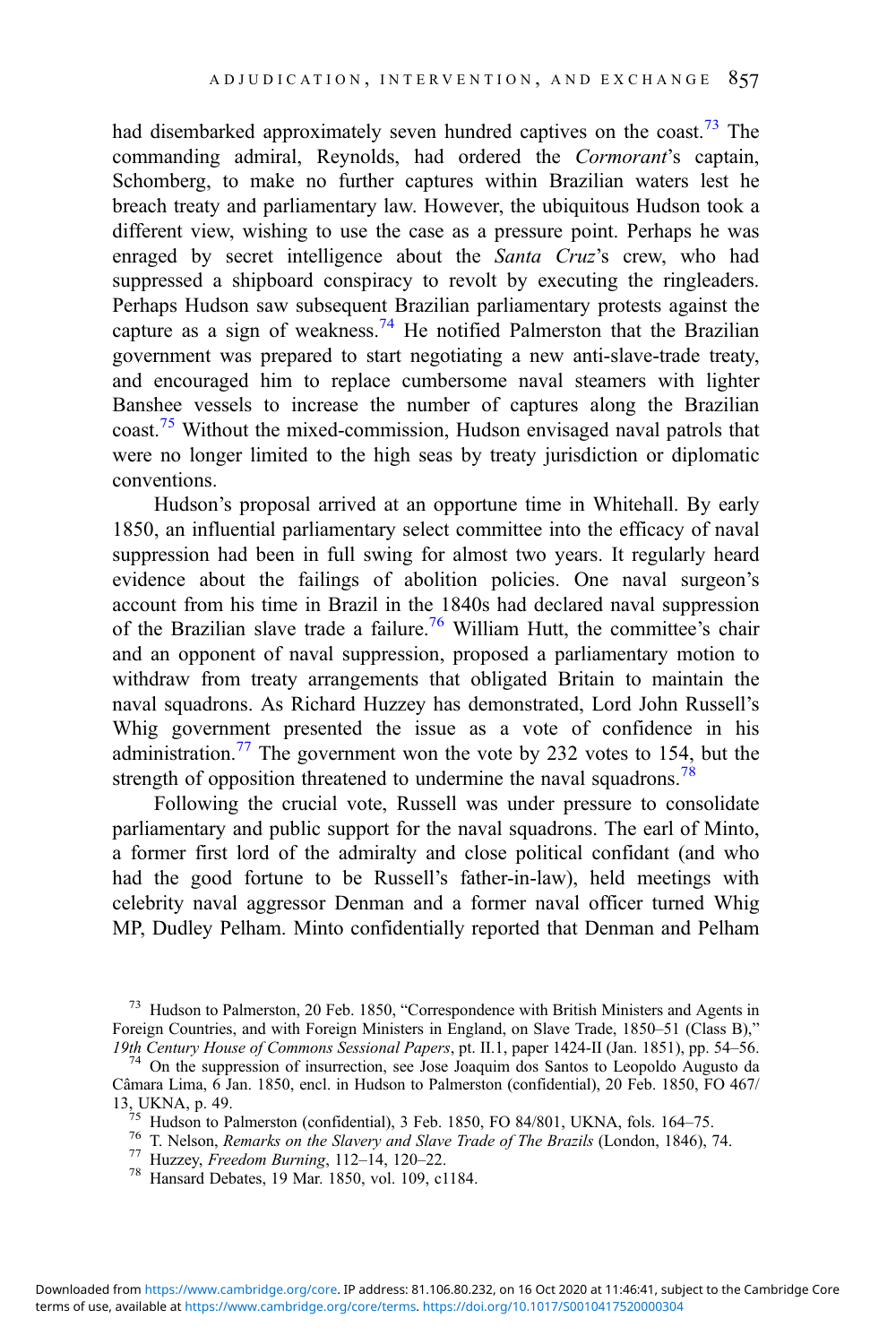had disembarked approximately seven hundred captives on the coast.[73] The commanding admiral, Reynolds, had ordered the *Cormorant*'s captain, Schomberg, to make no further captures within Brazilian waters lest he breach treaty and parliamentary law. However, the ubiquitous Hudson took a different view, wishing to use the case as a pressure point. Perhaps he was enraged by secret intelligence about the *Santa Cruz*'s crew, who had suppressed a shipboard conspiracy to revolt by executing the ringleaders. Perhaps Hudson saw subsequent Brazilian parliamentary protests against the capture as a sign of weakness.[74] He notified Palmerston that the Brazilian government was prepared to start negotiating a new anti-slave-trade treaty, and encouraged him to replace cumbersome naval steamers with lighter Banshee vessels to increase the number of captures along the Brazilian coast.[75] Without the mixed-commission, Hudson envisaged naval patrols that were no longer limited to the high seas by treaty jurisdiction or diplomatic conventions.

Hudson's proposal arrived at an opportune time in Whitehall. By early 1850, an influential parliamentary select committee into the efficacy of naval suppression had been in full swing for almost two years. It regularly heard evidence about the failings of abolition policies. One naval surgeon's account from his time in Brazil in the 1840s had declared naval suppression of the Brazilian slave trade a failure.[76] William Hutt, the committee's chair and an opponent of naval suppression, proposed a parliamentary motion to withdraw from treaty arrangements that obligated Britain to maintain the naval squadrons. As Richard Huzzey has demonstrated, Lord John Russell's Whig government presented the issue as a vote of confidence in his administration.[77] The government won the vote by 232 votes to 154, but the strength of opposition threatened to undermine the naval squadrons.[78]

Following the crucial vote, Russell was under pressure to consolidate parliamentary and public support for the naval squadrons. The earl of Minto, a former first lord of the admiralty and close political confidant (and who had the good fortune to be Russell's father-in-law), held meetings with celebrity naval aggressor Denman and a former naval officer turned Whig MP, Dudley Pelham. Minto confidentially reported that Denman and Pelham

---

[73] Hudson to Palmerston, 20 Feb. 1850, "Correspondence with British Ministers and Agents in Foreign Countries, and with Foreign Ministers in England, on Slave Trade, 1850–51 (Class B)," *19th Century House of Commons Sessional Papers*, pt. II.1, paper 1424-II (Jan. 1851), pp. 54–56.

[74] On the suppression of insurrection, see Jose Joaquim dos Santos to Leopoldo Augusto da Câmara Lima, 6 Jan. 1850, encl. in Hudson to Palmerston (confidential), 20 Feb. 1850, FO 467/13, UKNA, p. 49.

[75] Hudson to Palmerston (confidential), 3 Feb. 1850, FO 84/801, UKNA, fols. 164–75.

[76] T. Nelson, *Remarks on the Slavery and Slave Trade of The Brazils* (London, 1846), 74.

[77] Huzzey, *Freedom Burning*, 112–14, 120–22.

[78] Hansard Debates, 19 Mar. 1850, vol. 109, c1184.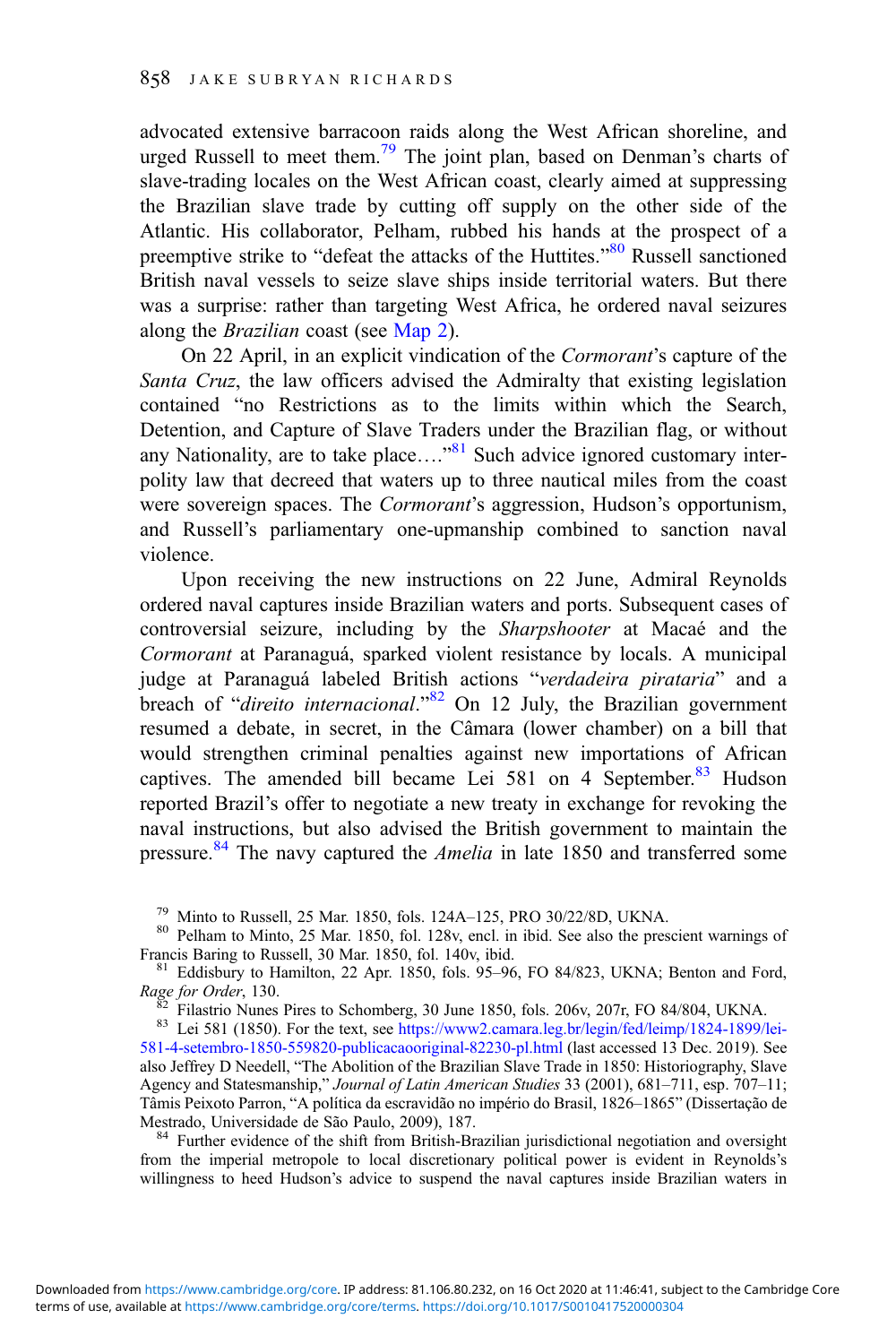advocated extensive barracoon raids along the West African shoreline, and urged Russell to meet them.[79] The joint plan, based on Denman's charts of slave-trading locales on the West African coast, clearly aimed at suppressing the Brazilian slave trade by cutting off supply on the other side of the Atlantic. His collaborator, Pelham, rubbed his hands at the prospect of a preemptive strike to "defeat the attacks of the Huttites."[80] Russell sanctioned British naval vessels to seize slave ships inside territorial waters. But there was a surprise: rather than targeting West Africa, he ordered naval seizures along the *Brazilian* coast (see Map 2).

On 22 April, in an explicit vindication of the *Cormorant*'s capture of the *Santa Cruz*, the law officers advised the Admiralty that existing legislation contained "no Restrictions as to the limits within which the Search, Detention, and Capture of Slave Traders under the Brazilian flag, or without any Nationality, are to take place…."[81] Such advice ignored customary inter-polity law that decreed that waters up to three nautical miles from the coast were sovereign spaces. The *Cormorant*'s aggression, Hudson's opportunism, and Russell's parliamentary one-upmanship combined to sanction naval violence.

Upon receiving the new instructions on 22 June, Admiral Reynolds ordered naval captures inside Brazilian waters and ports. Subsequent cases of controversial seizure, including by the *Sharpshooter* at Macaé and the *Cormorant* at Paranaguá, sparked violent resistance by locals. A municipal judge at Paranaguá labeled British actions "*verdadeira pirataria*" and a breach of "*direito internacional*."[82] On 12 July, the Brazilian government resumed a debate, in secret, in the Câmara (lower chamber) on a bill that would strengthen criminal penalties against new importations of African captives. The amended bill became Lei 581 on 4 September.[83] Hudson reported Brazil's offer to negotiate a new treaty in exchange for revoking the naval instructions, but also advised the British government to maintain the pressure.[84] The navy captured the *Amelia* in late 1850 and transferred some

[79] Minto to Russell, 25 Mar. 1850, fols. 124A–125, PRO 30/22/8D, UKNA.

[80] Pelham to Minto, 25 Mar. 1850, fol. 128v, encl. in ibid. See also the prescient warnings of Francis Baring to Russell, 30 Mar. 1850, fol. 140v, ibid.

[81] Eddisbury to Hamilton, 22 Apr. 1850, fols. 95–96, FO 84/823, UKNA; Benton and Ford, *Rage for Order*, 130.

[82] Filastrio Nunes Pires to Schomberg, 30 June 1850, fols. 206v, 207r, FO 84/804, UKNA.

[83] Lei 581 (1850). For the text, see https://www2.camara.leg.br/legin/fed/leimp/1824-1899/lei-581-4-setembro-1850-559820-publicacaooriginal-82230-pl.html (last accessed 13 Dec. 2019). See also Jeffrey D Needell, "The Abolition of the Brazilian Slave Trade in 1850: Historiography, Slave Agency and Statesmanship," *Journal of Latin American Studies* 33 (2001), 681–711, esp. 707–11; Tâmis Peixoto Parron, "A política da escravidão no império do Brasil, 1826–1865" (Dissertação de Mestrado, Universidade de São Paulo, 2009), 187.

[84] Further evidence of the shift from British-Brazilian jurisdictional negotiation and oversight from the imperial metropole to local discretionary political power is evident in Reynolds's willingness to heed Hudson's advice to suspend the naval captures inside Brazilian waters in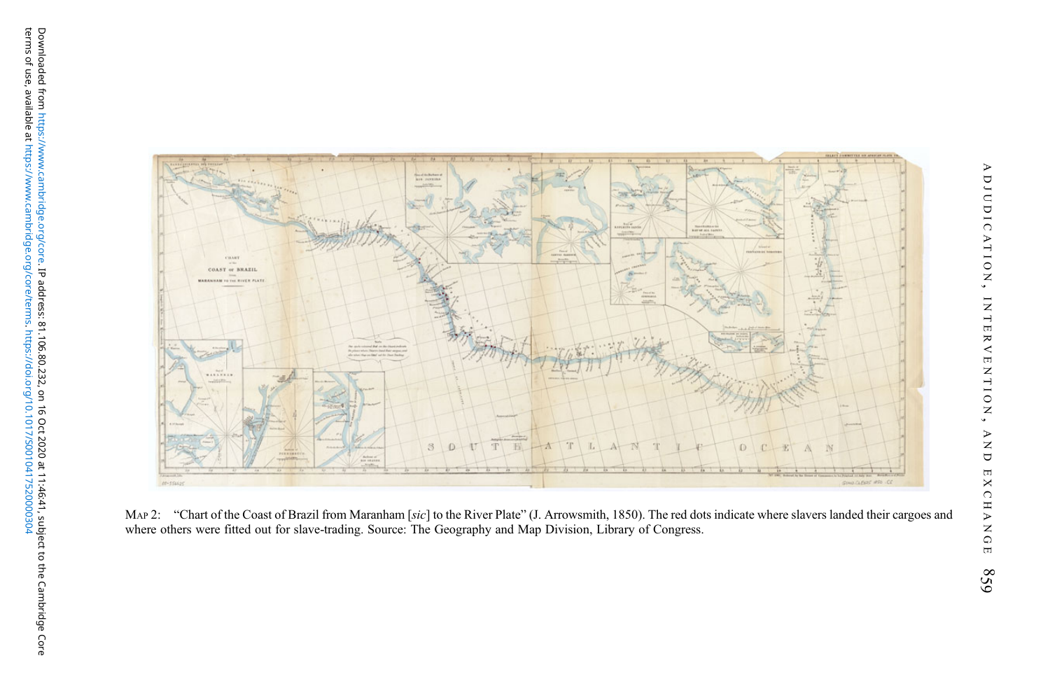MAP 2: "Chart of the Coast of Brazil from Maranham [*sic*] to the River Plate" (J. Arrowsmith, 1850). The red dots indicate where slavers landed their cargoes and where others were fitted out for slave-trading. Source: The Geography and Map Division, Library of Congress.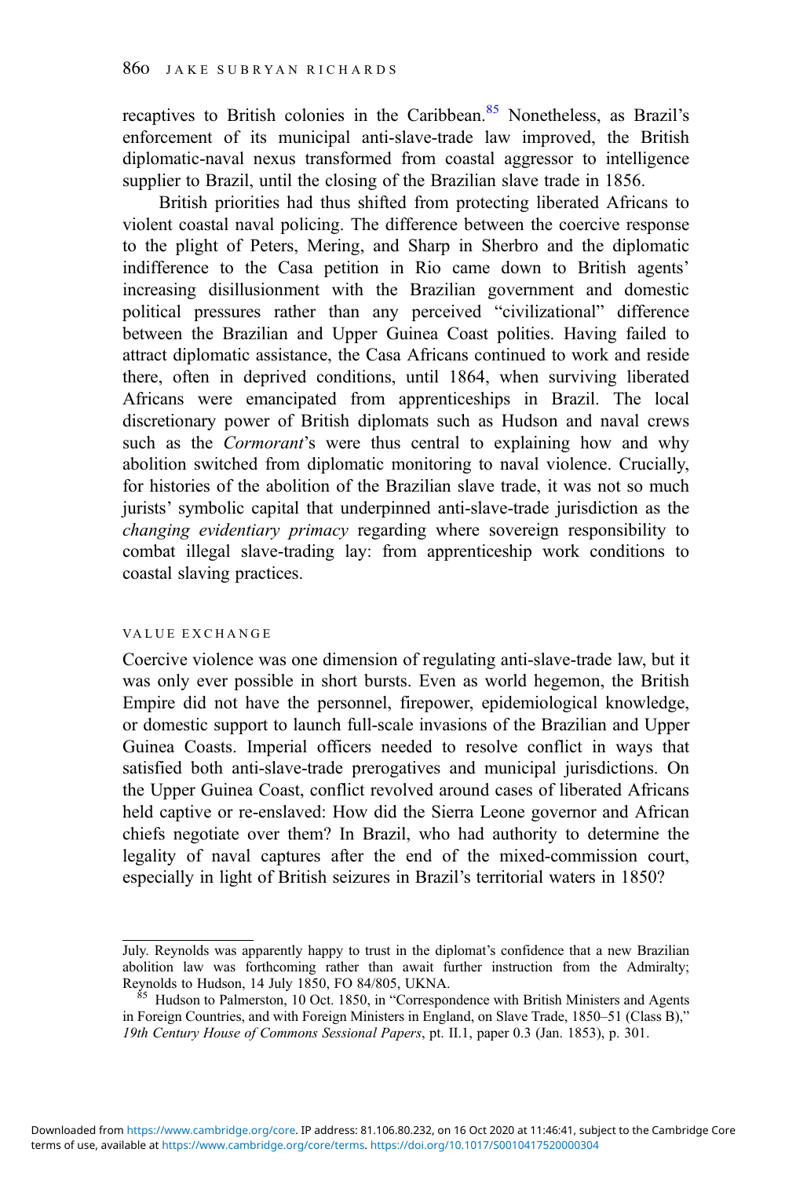recaptives to British colonies in the Caribbean.[85] Nonetheless, as Brazil's enforcement of its municipal anti-slave-trade law improved, the British diplomatic-naval nexus transformed from coastal aggressor to intelligence supplier to Brazil, until the closing of the Brazilian slave trade in 1856.

British priorities had thus shifted from protecting liberated Africans to violent coastal naval policing. The difference between the coercive response to the plight of Peters, Mering, and Sharp in Sherbro and the diplomatic indifference to the Casa petition in Rio came down to British agents' increasing disillusionment with the Brazilian government and domestic political pressures rather than any perceived "civilizational" difference between the Brazilian and Upper Guinea Coast polities. Having failed to attract diplomatic assistance, the Casa Africans continued to work and reside there, often in deprived conditions, until 1864, when surviving liberated Africans were emancipated from apprenticeships in Brazil. The local discretionary power of British diplomats such as Hudson and naval crews such as the *Cormorant*'s were thus central to explaining how and why abolition switched from diplomatic monitoring to naval violence. Crucially, for histories of the abolition of the Brazilian slave trade, it was not so much jurists' symbolic capital that underpinned anti-slave-trade jurisdiction as the *changing evidentiary primacy* regarding where sovereign responsibility to combat illegal slave-trading lay: from apprenticeship work conditions to coastal slaving practices.

## VALUE EXCHANGE

Coercive violence was one dimension of regulating anti-slave-trade law, but it was only ever possible in short bursts. Even as world hegemon, the British Empire did not have the personnel, firepower, epidemiological knowledge, or domestic support to launch full-scale invasions of the Brazilian and Upper Guinea Coasts. Imperial officers needed to resolve conflict in ways that satisfied both anti-slave-trade prerogatives and municipal jurisdictions. On the Upper Guinea Coast, conflict revolved around cases of liberated Africans held captive or re-enslaved: How did the Sierra Leone governor and African chiefs negotiate over them? In Brazil, who had authority to determine the legality of naval captures after the end of the mixed-commission court, especially in light of British seizures in Brazil's territorial waters in 1850?

---

July. Reynolds was apparently happy to trust in the diplomat's confidence that a new Brazilian abolition law was forthcoming rather than await further instruction from the Admiralty; Reynolds to Hudson, 14 July 1850, FO 84/805, UKNA.

[85] Hudson to Palmerston, 10 Oct. 1850, in "Correspondence with British Ministers and Agents in Foreign Countries, and with Foreign Ministers in England, on Slave Trade, 1850–51 (Class B)," *19th Century House of Commons Sessional Papers*, pt. II.1, paper 0.3 (Jan. 1853), p. 301.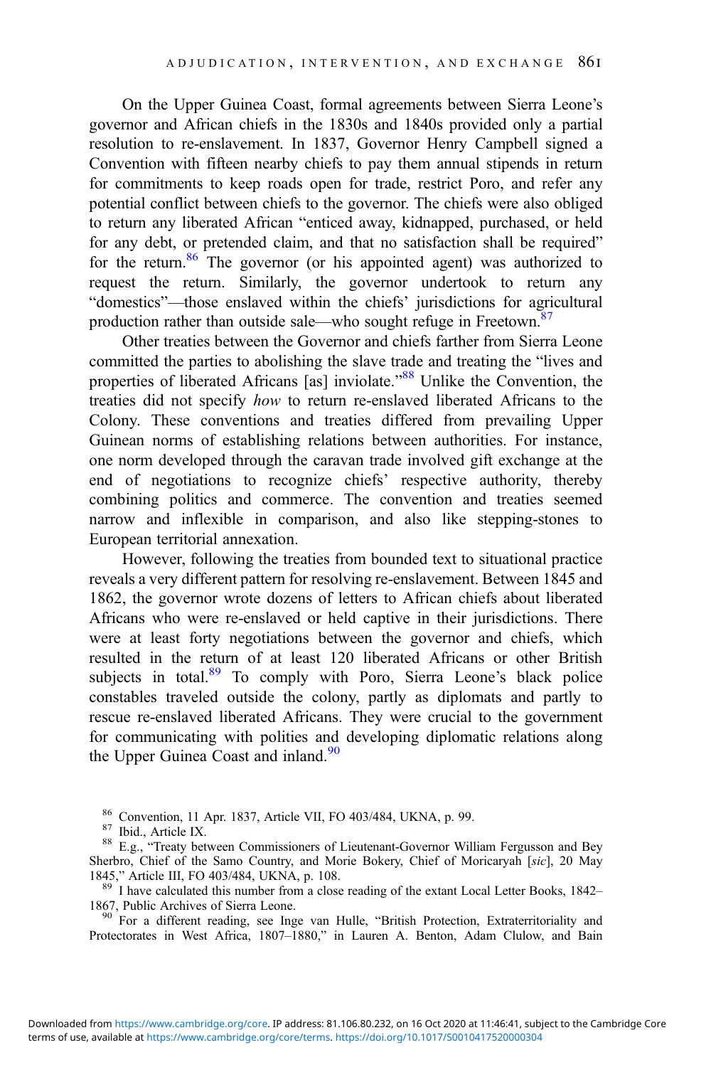On the Upper Guinea Coast, formal agreements between Sierra Leone's governor and African chiefs in the 1830s and 1840s provided only a partial resolution to re-enslavement. In 1837, Governor Henry Campbell signed a Convention with fifteen nearby chiefs to pay them annual stipends in return for commitments to keep roads open for trade, restrict Poro, and refer any potential conflict between chiefs to the governor. The chiefs were also obliged to return any liberated African "enticed away, kidnapped, purchased, or held for any debt, or pretended claim, and that no satisfaction shall be required" for the return.[86] The governor (or his appointed agent) was authorized to request the return. Similarly, the governor undertook to return any "domestics"—those enslaved within the chiefs' jurisdictions for agricultural production rather than outside sale—who sought refuge in Freetown.[87]

Other treaties between the Governor and chiefs farther from Sierra Leone committed the parties to abolishing the slave trade and treating the "lives and properties of liberated Africans [as] inviolate."[88] Unlike the Convention, the treaties did not specify *how* to return re-enslaved liberated Africans to the Colony. These conventions and treaties differed from prevailing Upper Guinean norms of establishing relations between authorities. For instance, one norm developed through the caravan trade involved gift exchange at the end of negotiations to recognize chiefs' respective authority, thereby combining politics and commerce. The convention and treaties seemed narrow and inflexible in comparison, and also like stepping-stones to European territorial annexation.

However, following the treaties from bounded text to situational practice reveals a very different pattern for resolving re-enslavement. Between 1845 and 1862, the governor wrote dozens of letters to African chiefs about liberated Africans who were re-enslaved or held captive in their jurisdictions. There were at least forty negotiations between the governor and chiefs, which resulted in the return of at least 120 liberated Africans or other British subjects in total.[89] To comply with Poro, Sierra Leone's black police constables traveled outside the colony, partly as diplomats and partly to rescue re-enslaved liberated Africans. They were crucial to the government for communicating with polities and developing diplomatic relations along the Upper Guinea Coast and inland.[90]

[86] Convention, 11 Apr. 1837, Article VII, FO 403/484, UKNA, p. 99.

[87] Ibid., Article IX.

[88] E.g., "Treaty between Commissioners of Lieutenant-Governor William Fergusson and Bey Sherbro, Chief of the Samo Country, and Morie Bokery, Chief of Moricaryah [*sic*], 20 May 1845," Article III, FO 403/484, UKNA, p. 108.

[89] I have calculated this number from a close reading of the extant Local Letter Books, 1842–1867, Public Archives of Sierra Leone.

[90] For a different reading, see Inge van Hulle, "British Protection, Extraterritoriality and Protectorates in West Africa, 1807–1880," in Lauren A. Benton, Adam Clulow, and Bain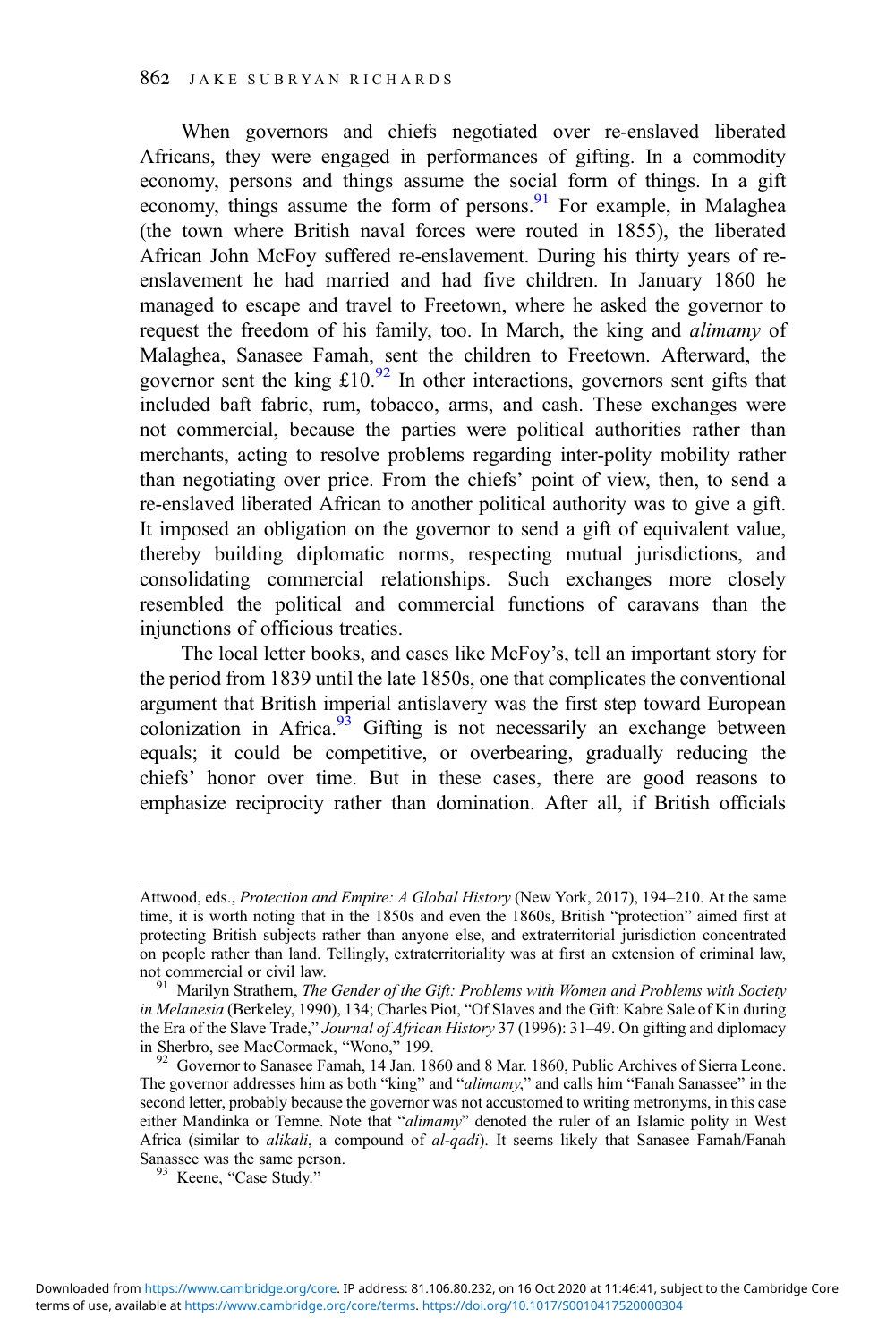When governors and chiefs negotiated over re-enslaved liberated Africans, they were engaged in performances of gifting. In a commodity economy, persons and things assume the social form of things. In a gift economy, things assume the form of persons.[91] For example, in Malaghea (the town where British naval forces were routed in 1855), the liberated African John McFoy suffered re-enslavement. During his thirty years of re-enslavement he had married and had five children. In January 1860 he managed to escape and travel to Freetown, where he asked the governor to request the freedom of his family, too. In March, the king and *alimamy* of Malaghea, Sanasee Famah, sent the children to Freetown. Afterward, the governor sent the king £10.[92] In other interactions, governors sent gifts that included baft fabric, rum, tobacco, arms, and cash. These exchanges were not commercial, because the parties were political authorities rather than merchants, acting to resolve problems regarding inter-polity mobility rather than negotiating over price. From the chiefs' point of view, then, to send a re-enslaved liberated African to another political authority was to give a gift. It imposed an obligation on the governor to send a gift of equivalent value, thereby building diplomatic norms, respecting mutual jurisdictions, and consolidating commercial relationships. Such exchanges more closely resembled the political and commercial functions of caravans than the injunctions of officious treaties.

The local letter books, and cases like McFoy's, tell an important story for the period from 1839 until the late 1850s, one that complicates the conventional argument that British imperial antislavery was the first step toward European colonization in Africa.[93] Gifting is not necessarily an exchange between equals; it could be competitive, or overbearing, gradually reducing the chiefs' honor over time. But in these cases, there are good reasons to emphasize reciprocity rather than domination. After all, if British officials

---

Attwood, eds., *Protection and Empire: A Global History* (New York, 2017), 194–210. At the same time, it is worth noting that in the 1850s and even the 1860s, British "protection" aimed first at protecting British subjects rather than anyone else, and extraterritorial jurisdiction concentrated on people rather than land. Tellingly, extraterritoriality was at first an extension of criminal law, not commercial or civil law.

[91] Marilyn Strathern, *The Gender of the Gift: Problems with Women and Problems with Society in Melanesia* (Berkeley, 1990), 134; Charles Piot, "Of Slaves and the Gift: Kabre Sale of Kin during the Era of the Slave Trade," *Journal of African History* 37 (1996): 31–49. On gifting and diplomacy in Sherbro, see MacCormack, "Wono," 199.

[92] Governor to Sanasee Famah, 14 Jan. 1860 and 8 Mar. 1860, Public Archives of Sierra Leone. The governor addresses him as both "king" and "*alimamy*," and calls him "Fanah Sanassee" in the second letter, probably because the governor was not accustomed to writing metronyms, in this case either Mandinka or Temne. Note that "*alimamy*" denoted the ruler of an Islamic polity in West Africa (similar to *alikali*, a compound of *al-qadi*). It seems likely that Sanasee Famah/Fanah Sanassee was the same person.

[93] Keene, "Case Study."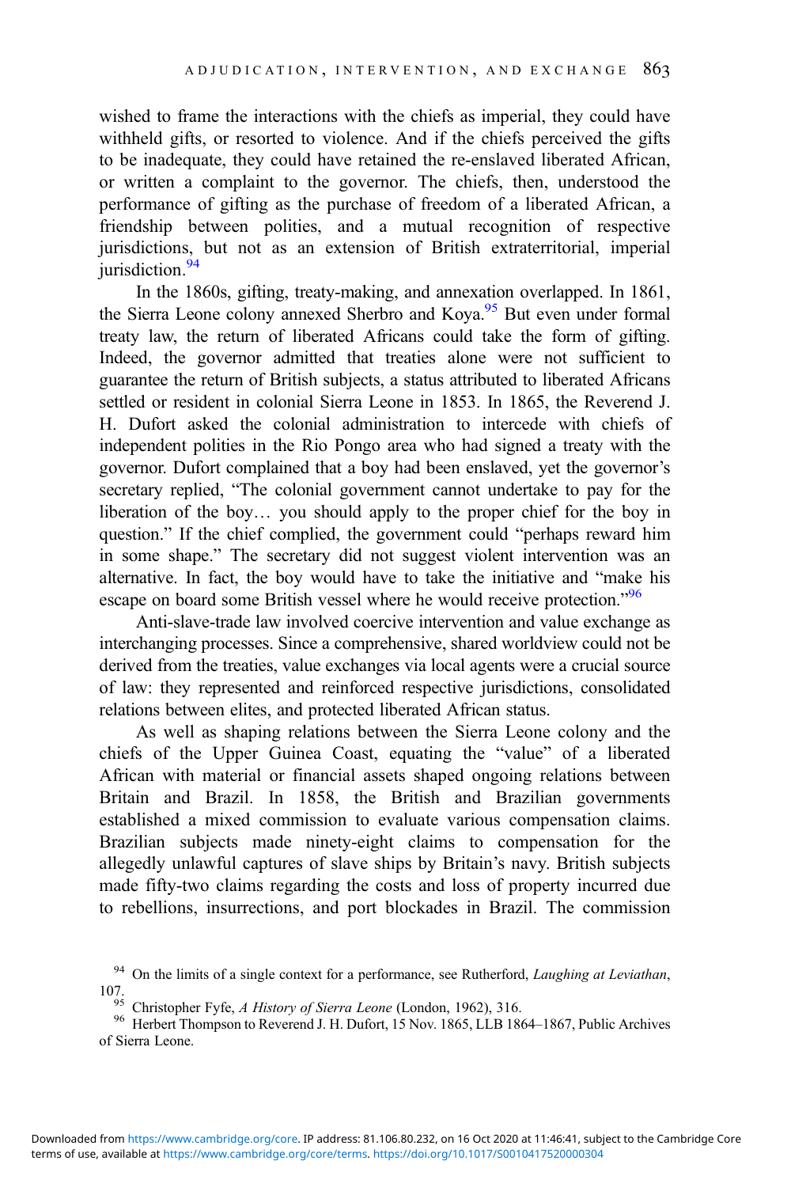wished to frame the interactions with the chiefs as imperial, they could have withheld gifts, or resorted to violence. And if the chiefs perceived the gifts to be inadequate, they could have retained the re-enslaved liberated African, or written a complaint to the governor. The chiefs, then, understood the performance of gifting as the purchase of freedom of a liberated African, a friendship between polities, and a mutual recognition of respective jurisdictions, but not as an extension of British extraterritorial, imperial jurisdiction.[94]

In the 1860s, gifting, treaty-making, and annexation overlapped. In 1861, the Sierra Leone colony annexed Sherbro and Koya.[95] But even under formal treaty law, the return of liberated Africans could take the form of gifting. Indeed, the governor admitted that treaties alone were not sufficient to guarantee the return of British subjects, a status attributed to liberated Africans settled or resident in colonial Sierra Leone in 1853. In 1865, the Reverend J. H. Dufort asked the colonial administration to intercede with chiefs of independent polities in the Rio Pongo area who had signed a treaty with the governor. Dufort complained that a boy had been enslaved, yet the governor's secretary replied, "The colonial government cannot undertake to pay for the liberation of the boy… you should apply to the proper chief for the boy in question." If the chief complied, the government could "perhaps reward him in some shape." The secretary did not suggest violent intervention was an alternative. In fact, the boy would have to take the initiative and "make his escape on board some British vessel where he would receive protection."[96]

Anti-slave-trade law involved coercive intervention and value exchange as interchanging processes. Since a comprehensive, shared worldview could not be derived from the treaties, value exchanges via local agents were a crucial source of law: they represented and reinforced respective jurisdictions, consolidated relations between elites, and protected liberated African status.

As well as shaping relations between the Sierra Leone colony and the chiefs of the Upper Guinea Coast, equating the "value" of a liberated African with material or financial assets shaped ongoing relations between Britain and Brazil. In 1858, the British and Brazilian governments established a mixed commission to evaluate various compensation claims. Brazilian subjects made ninety-eight claims to compensation for the allegedly unlawful captures of slave ships by Britain's navy. British subjects made fifty-two claims regarding the costs and loss of property incurred due to rebellions, insurrections, and port blockades in Brazil. The commission

94 On the limits of a single context for a performance, see Rutherford, *Laughing at Leviathan*, 107.

95 Christopher Fyfe, *A History of Sierra Leone* (London, 1962), 316.

96 Herbert Thompson to Reverend J. H. Dufort, 15 Nov. 1865, LLB 1864–1867, Public Archives of Sierra Leone.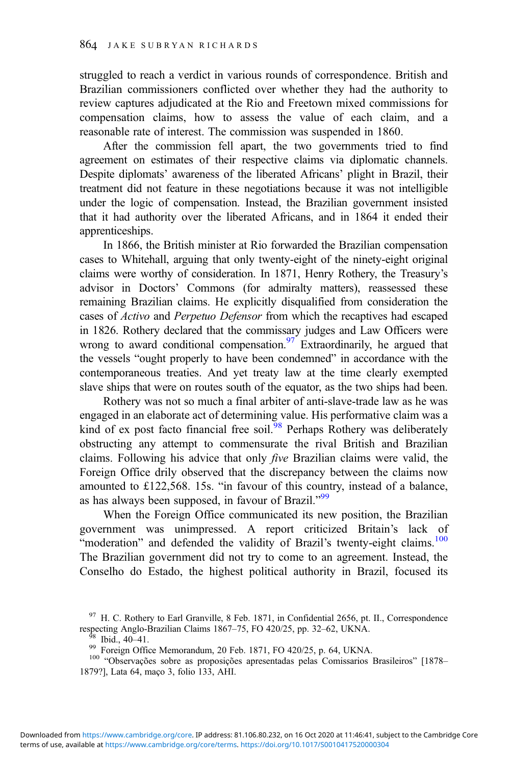struggled to reach a verdict in various rounds of correspondence. British and Brazilian commissioners conflicted over whether they had the authority to review captures adjudicated at the Rio and Freetown mixed commissions for compensation claims, how to assess the value of each claim, and a reasonable rate of interest. The commission was suspended in 1860.

After the commission fell apart, the two governments tried to find agreement on estimates of their respective claims via diplomatic channels. Despite diplomats' awareness of the liberated Africans' plight in Brazil, their treatment did not feature in these negotiations because it was not intelligible under the logic of compensation. Instead, the Brazilian government insisted that it had authority over the liberated Africans, and in 1864 it ended their apprenticeships.

In 1866, the British minister at Rio forwarded the Brazilian compensation cases to Whitehall, arguing that only twenty-eight of the ninety-eight original claims were worthy of consideration. In 1871, Henry Rothery, the Treasury's advisor in Doctors' Commons (for admiralty matters), reassessed these remaining Brazilian claims. He explicitly disqualified from consideration the cases of *Activo* and *Perpetuo Defensor* from which the recaptives had escaped in 1826. Rothery declared that the commissary judges and Law Officers were wrong to award conditional compensation.[97] Extraordinarily, he argued that the vessels "ought properly to have been condemned" in accordance with the contemporaneous treaties. And yet treaty law at the time clearly exempted slave ships that were on routes south of the equator, as the two ships had been.

Rothery was not so much a final arbiter of anti-slave-trade law as he was engaged in an elaborate act of determining value. His performative claim was a kind of ex post facto financial free soil.[98] Perhaps Rothery was deliberately obstructing any attempt to commensurate the rival British and Brazilian claims. Following his advice that only *five* Brazilian claims were valid, the Foreign Office drily observed that the discrepancy between the claims now amounted to £122,568. 15s. "in favour of this country, instead of a balance, as has always been supposed, in favour of Brazil."[99]

When the Foreign Office communicated its new position, the Brazilian government was unimpressed. A report criticized Britain's lack of "moderation" and defended the validity of Brazil's twenty-eight claims.[100] The Brazilian government did not try to come to an agreement. Instead, the Conselho do Estado, the highest political authority in Brazil, focused its

[97] H. C. Rothery to Earl Granville, 8 Feb. 1871, in Confidential 2656, pt. II., Correspondence respecting Anglo-Brazilian Claims 1867–75, FO 420/25, pp. 32–62, UKNA.

[98] Ibid., 40–41.

[99] Foreign Office Memorandum, 20 Feb. 1871, FO 420/25, p. 64, UKNA.

[100] "Observações sobre as proposições apresentadas pelas Comissarios Brasileiros" [1878–1879?], Lata 64, maço 3, folio 133, AHI.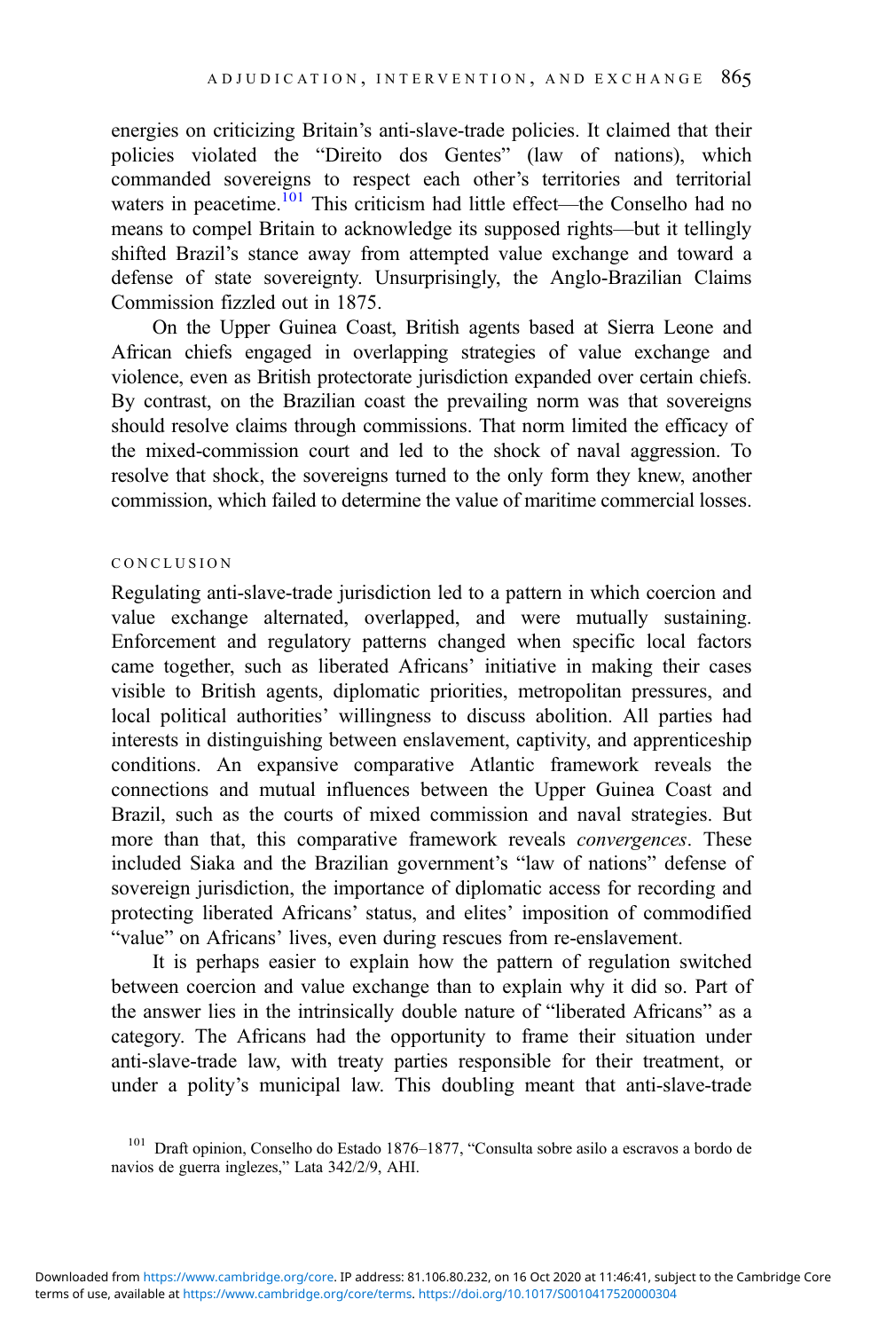energies on criticizing Britain's anti-slave-trade policies. It claimed that their policies violated the "Direito dos Gentes" (law of nations), which commanded sovereigns to respect each other's territories and territorial waters in peacetime.[101] This criticism had little effect—the Conselho had no means to compel Britain to acknowledge its supposed rights—but it tellingly shifted Brazil's stance away from attempted value exchange and toward a defense of state sovereignty. Unsurprisingly, the Anglo-Brazilian Claims Commission fizzled out in 1875.

On the Upper Guinea Coast, British agents based at Sierra Leone and African chiefs engaged in overlapping strategies of value exchange and violence, even as British protectorate jurisdiction expanded over certain chiefs. By contrast, on the Brazilian coast the prevailing norm was that sovereigns should resolve claims through commissions. That norm limited the efficacy of the mixed-commission court and led to the shock of naval aggression. To resolve that shock, the sovereigns turned to the only form they knew, another commission, which failed to determine the value of maritime commercial losses.

## CONCLUSION

Regulating anti-slave-trade jurisdiction led to a pattern in which coercion and value exchange alternated, overlapped, and were mutually sustaining. Enforcement and regulatory patterns changed when specific local factors came together, such as liberated Africans' initiative in making their cases visible to British agents, diplomatic priorities, metropolitan pressures, and local political authorities' willingness to discuss abolition. All parties had interests in distinguishing between enslavement, captivity, and apprenticeship conditions. An expansive comparative Atlantic framework reveals the connections and mutual influences between the Upper Guinea Coast and Brazil, such as the courts of mixed commission and naval strategies. But more than that, this comparative framework reveals *convergences*. These included Siaka and the Brazilian government's "law of nations" defense of sovereign jurisdiction, the importance of diplomatic access for recording and protecting liberated Africans' status, and elites' imposition of commodified "value" on Africans' lives, even during rescues from re-enslavement.

It is perhaps easier to explain how the pattern of regulation switched between coercion and value exchange than to explain why it did so. Part of the answer lies in the intrinsically double nature of "liberated Africans" as a category. The Africans had the opportunity to frame their situation under anti-slave-trade law, with treaty parties responsible for their treatment, or under a polity's municipal law. This doubling meant that anti-slave-trade

[101] Draft opinion, Conselho do Estado 1876–1877, "Consulta sobre asilo a escravos a bordo de navios de guerra inglezes," Lata 342/2/9, AHI.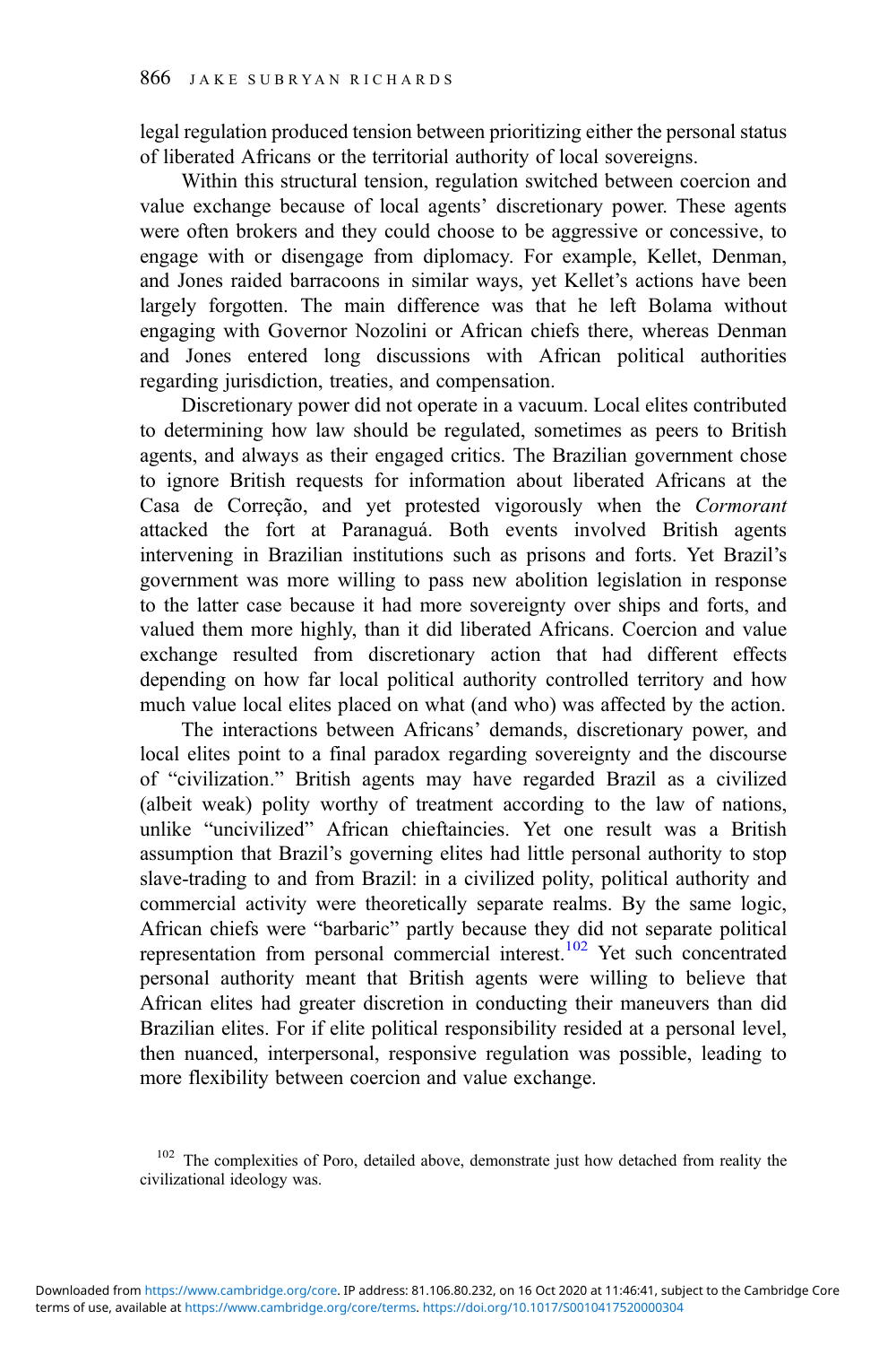legal regulation produced tension between prioritizing either the personal status of liberated Africans or the territorial authority of local sovereigns.

Within this structural tension, regulation switched between coercion and value exchange because of local agents' discretionary power. These agents were often brokers and they could choose to be aggressive or concessive, to engage with or disengage from diplomacy. For example, Kellet, Denman, and Jones raided barracoons in similar ways, yet Kellet's actions have been largely forgotten. The main difference was that he left Bolama without engaging with Governor Nozolini or African chiefs there, whereas Denman and Jones entered long discussions with African political authorities regarding jurisdiction, treaties, and compensation.

Discretionary power did not operate in a vacuum. Local elites contributed to determining how law should be regulated, sometimes as peers to British agents, and always as their engaged critics. The Brazilian government chose to ignore British requests for information about liberated Africans at the Casa de Correção, and yet protested vigorously when the *Cormorant* attacked the fort at Paranaguá. Both events involved British agents intervening in Brazilian institutions such as prisons and forts. Yet Brazil's government was more willing to pass new abolition legislation in response to the latter case because it had more sovereignty over ships and forts, and valued them more highly, than it did liberated Africans. Coercion and value exchange resulted from discretionary action that had different effects depending on how far local political authority controlled territory and how much value local elites placed on what (and who) was affected by the action.

The interactions between Africans' demands, discretionary power, and local elites point to a final paradox regarding sovereignty and the discourse of "civilization." British agents may have regarded Brazil as a civilized (albeit weak) polity worthy of treatment according to the law of nations, unlike "uncivilized" African chieftaincies. Yet one result was a British assumption that Brazil's governing elites had little personal authority to stop slave-trading to and from Brazil: in a civilized polity, political authority and commercial activity were theoretically separate realms. By the same logic, African chiefs were "barbaric" partly because they did not separate political representation from personal commercial interest.[102] Yet such concentrated personal authority meant that British agents were willing to believe that African elites had greater discretion in conducting their maneuvers than did Brazilian elites. For if elite political responsibility resided at a personal level, then nuanced, interpersonal, responsive regulation was possible, leading to more flexibility between coercion and value exchange.

[102] The complexities of Poro, detailed above, demonstrate just how detached from reality the civilizational ideology was.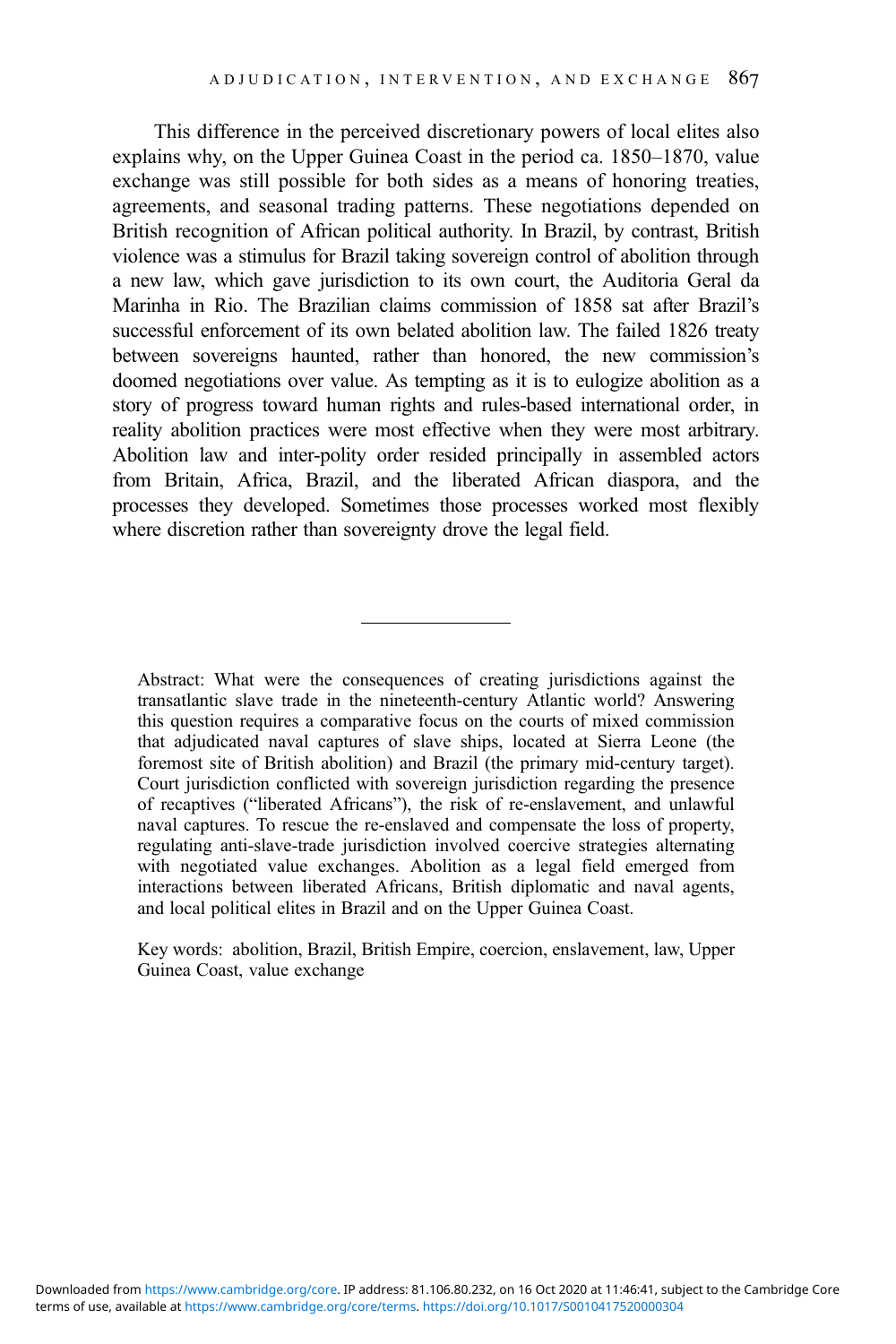This difference in the perceived discretionary powers of local elites also explains why, on the Upper Guinea Coast in the period ca. 1850–1870, value exchange was still possible for both sides as a means of honoring treaties, agreements, and seasonal trading patterns. These negotiations depended on British recognition of African political authority. In Brazil, by contrast, British violence was a stimulus for Brazil taking sovereign control of abolition through a new law, which gave jurisdiction to its own court, the Auditoria Geral da Marinha in Rio. The Brazilian claims commission of 1858 sat after Brazil's successful enforcement of its own belated abolition law. The failed 1826 treaty between sovereigns haunted, rather than honored, the new commission's doomed negotiations over value. As tempting as it is to eulogize abolition as a story of progress toward human rights and rules-based international order, in reality abolition practices were most effective when they were most arbitrary. Abolition law and inter-polity order resided principally in assembled actors from Britain, Africa, Brazil, and the liberated African diaspora, and the processes they developed. Sometimes those processes worked most flexibly where discretion rather than sovereignty drove the legal field.

---

Abstract: What were the consequences of creating jurisdictions against the transatlantic slave trade in the nineteenth-century Atlantic world? Answering this question requires a comparative focus on the courts of mixed commission that adjudicated naval captures of slave ships, located at Sierra Leone (the foremost site of British abolition) and Brazil (the primary mid-century target). Court jurisdiction conflicted with sovereign jurisdiction regarding the presence of recaptives ("liberated Africans"), the risk of re-enslavement, and unlawful naval captures. To rescue the re-enslaved and compensate the loss of property, regulating anti-slave-trade jurisdiction involved coercive strategies alternating with negotiated value exchanges. Abolition as a legal field emerged from interactions between liberated Africans, British diplomatic and naval agents, and local political elites in Brazil and on the Upper Guinea Coast.

Key words: abolition, Brazil, British Empire, coercion, enslavement, law, Upper Guinea Coast, value exchange